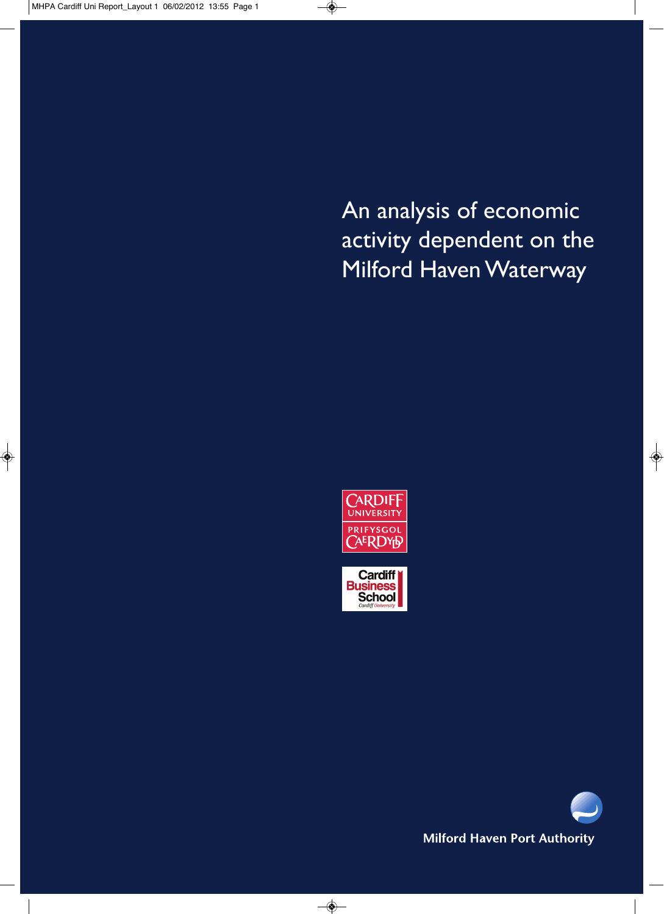# An analysis of economic activity dependent on the Milford Haven Waterway

Cardiff University
Prifysgol Caerdydd

Cardiff Business School
Cardiff University

Milford Haven Port Authority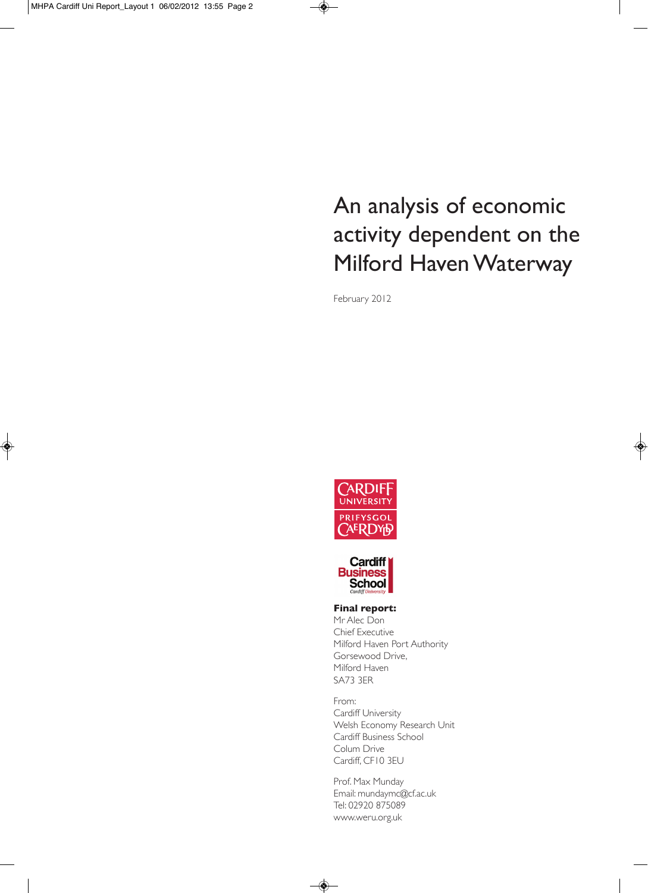# An analysis of economic activity dependent on the Milford Haven Waterway

February 2012

**Final report:**
Mr Alec Don
Chief Executive
Milford Haven Port Authority
Gorsewood Drive,
Milford Haven
SA73 3ER

From:
Cardiff University
Welsh Economy Research Unit
Cardiff Business School
Colum Drive
Cardiff, CF10 3EU

Prof. Max Munday
Email: mundaymc@cf.ac.uk
Tel: 02920 875089
www.weru.org.uk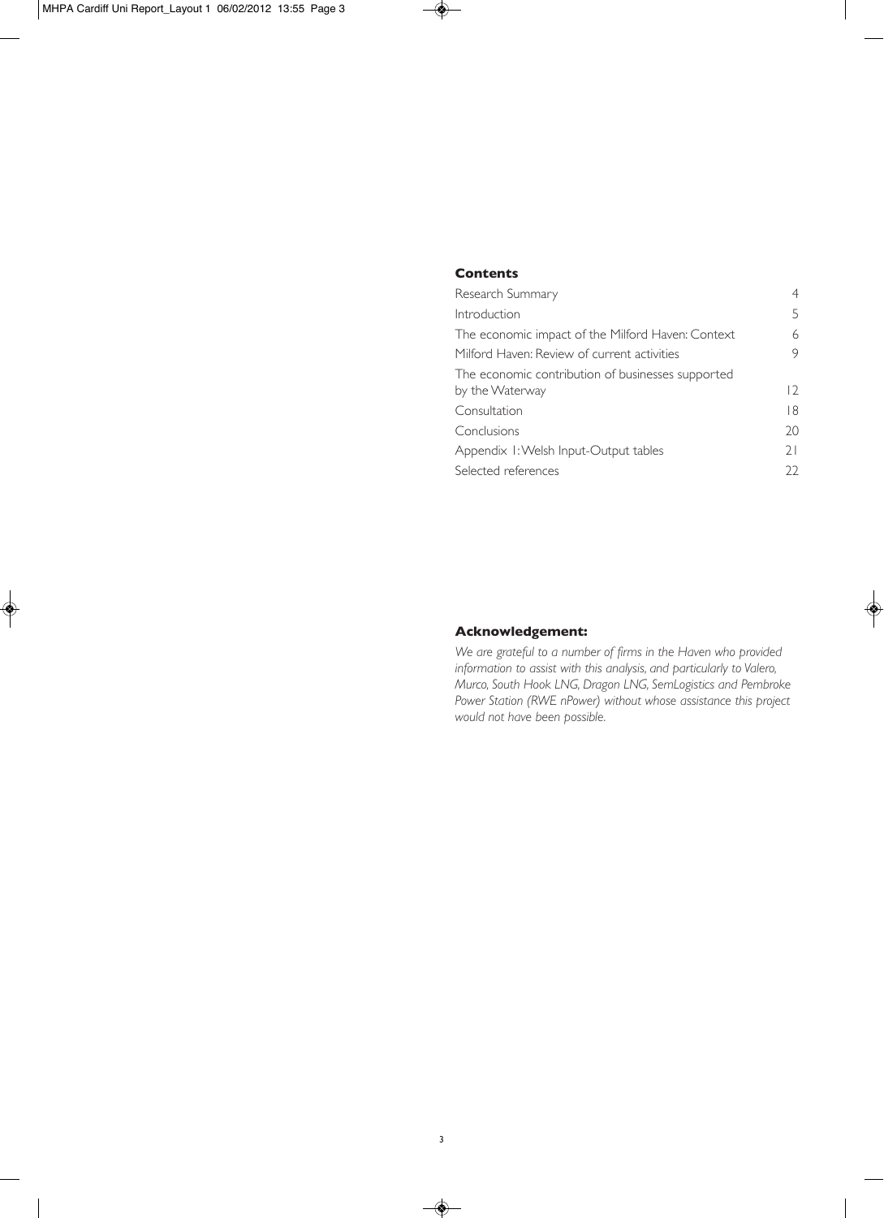## Contents

| | |
|---|---|
| Research Summary | 4 |
| Introduction | 5 |
| The economic impact of the Milford Haven: Context | 6 |
| Milford Haven: Review of current activities | 9 |
| The economic contribution of businesses supported by the Waterway | 12 |
| Consultation | 18 |
| Conclusions | 20 |
| Appendix 1: Welsh Input-Output tables | 21 |
| Selected references | 22 |

## Acknowledgement:

*We are grateful to a number of firms in the Haven who provided information to assist with this analysis, and particularly to Valero, Murco, South Hook LNG, Dragon LNG, SemLogistics and Pembroke Power Station (RWE nPower) without whose assistance this project would not have been possible.*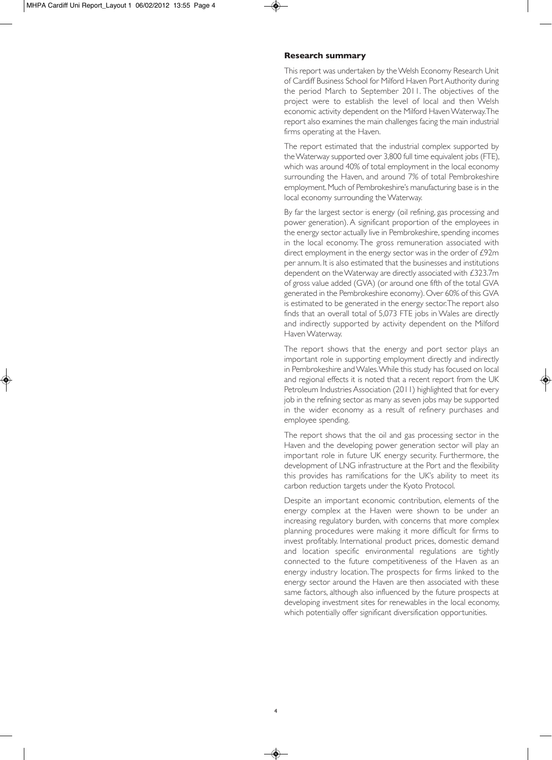## Research summary

This report was undertaken by the Welsh Economy Research Unit of Cardiff Business School for Milford Haven Port Authority during the period March to September 2011. The objectives of the project were to establish the level of local and then Welsh economic activity dependent on the Milford Haven Waterway. The report also examines the main challenges facing the main industrial firms operating at the Haven.

The report estimated that the industrial complex supported by the Waterway supported over 3,800 full time equivalent jobs (FTE), which was around 40% of total employment in the local economy surrounding the Haven, and around 7% of total Pembrokeshire employment. Much of Pembrokeshire's manufacturing base is in the local economy surrounding the Waterway.

By far the largest sector is energy (oil refining, gas processing and power generation). A significant proportion of the employees in the energy sector actually live in Pembrokeshire, spending incomes in the local economy. The gross remuneration associated with direct employment in the energy sector was in the order of £92m per annum. It is also estimated that the businesses and institutions dependent on the Waterway are directly associated with £323.7m of gross value added (GVA) (or around one fifth of the total GVA generated in the Pembrokeshire economy). Over 60% of this GVA is estimated to be generated in the energy sector. The report also finds that an overall total of 5,073 FTE jobs in Wales are directly and indirectly supported by activity dependent on the Milford Haven Waterway.

The report shows that the energy and port sector plays an important role in supporting employment directly and indirectly in Pembrokeshire and Wales. While this study has focused on local and regional effects it is noted that a recent report from the UK Petroleum Industries Association (2011) highlighted that for every job in the refining sector as many as seven jobs may be supported in the wider economy as a result of refinery purchases and employee spending.

The report shows that the oil and gas processing sector in the Haven and the developing power generation sector will play an important role in future UK energy security. Furthermore, the development of LNG infrastructure at the Port and the flexibility this provides has ramifications for the UK's ability to meet its carbon reduction targets under the Kyoto Protocol.

Despite an important economic contribution, elements of the energy complex at the Haven were shown to be under an increasing regulatory burden, with concerns that more complex planning procedures were making it more difficult for firms to invest profitably. International product prices, domestic demand and location specific environmental regulations are tightly connected to the future competitiveness of the Haven as an energy industry location. The prospects for firms linked to the energy sector around the Haven are then associated with these same factors, although also influenced by the future prospects at developing investment sites for renewables in the local economy, which potentially offer significant diversification opportunities.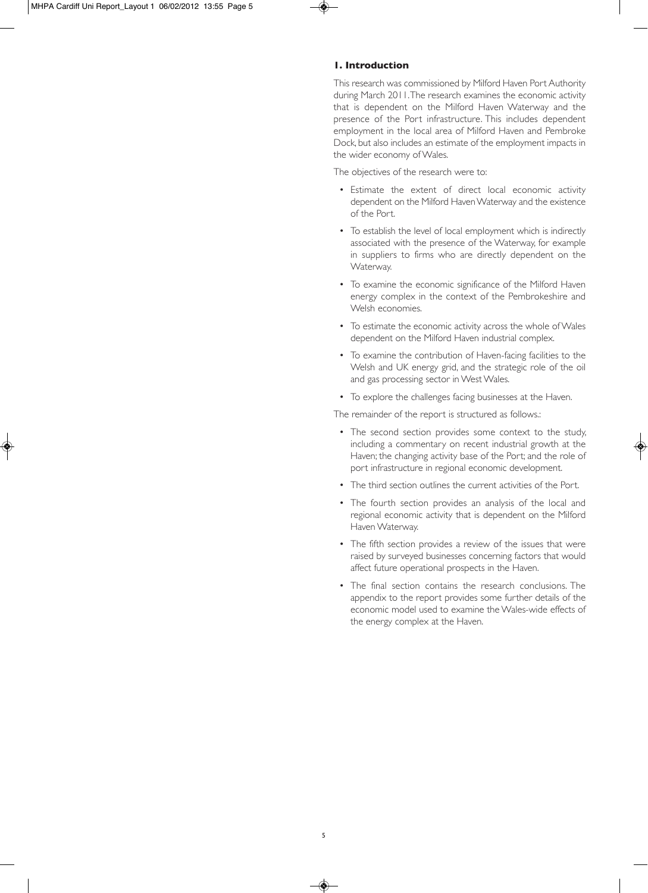## 1. Introduction

This research was commissioned by Milford Haven Port Authority during March 2011. The research examines the economic activity that is dependent on the Milford Haven Waterway and the presence of the Port infrastructure. This includes dependent employment in the local area of Milford Haven and Pembroke Dock, but also includes an estimate of the employment impacts in the wider economy of Wales.

The objectives of the research were to:

- Estimate the extent of direct local economic activity dependent on the Milford Haven Waterway and the existence of the Port.
- To establish the level of local employment which is indirectly associated with the presence of the Waterway, for example in suppliers to firms who are directly dependent on the Waterway.
- To examine the economic significance of the Milford Haven energy complex in the context of the Pembrokeshire and Welsh economies.
- To estimate the economic activity across the whole of Wales dependent on the Milford Haven industrial complex.
- To examine the contribution of Haven-facing facilities to the Welsh and UK energy grid, and the strategic role of the oil and gas processing sector in West Wales.
- To explore the challenges facing businesses at the Haven.

The remainder of the report is structured as follows.:

- The second section provides some context to the study, including a commentary on recent industrial growth at the Haven; the changing activity base of the Port; and the role of port infrastructure in regional economic development.
- The third section outlines the current activities of the Port.
- The fourth section provides an analysis of the local and regional economic activity that is dependent on the Milford Haven Waterway.
- The fifth section provides a review of the issues that were raised by surveyed businesses concerning factors that would affect future operational prospects in the Haven.
- The final section contains the research conclusions. The appendix to the report provides some further details of the economic model used to examine the Wales-wide effects of the energy complex at the Haven.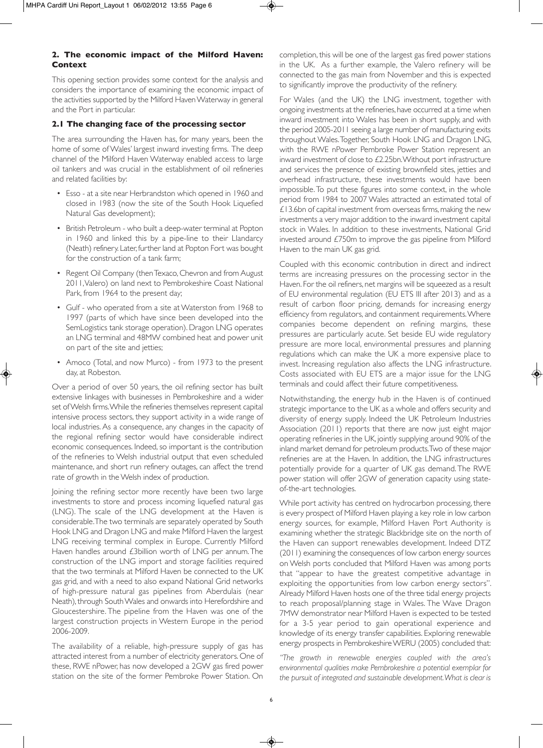## 2. The economic impact of the Milford Haven: Context

This opening section provides some context for the analysis and considers the importance of examining the economic impact of the activities supported by the Milford Haven Waterway in general and the Port in particular.

### 2.1 The changing face of the processing sector

The area surrounding the Haven has, for many years, been the home of some of Wales' largest inward investing firms. The deep channel of the Milford Haven Waterway enabled access to large oil tankers and was crucial in the establishment of oil refineries and related facilities by:

- Esso - at a site near Herbrandston which opened in 1960 and closed in 1983 (now the site of the South Hook Liquefied Natural Gas development);
- British Petroleum - who built a deep-water terminal at Popton in 1960 and linked this by a pipe-line to their Llandarcy (Neath) refinery. Later, further land at Popton Fort was bought for the construction of a tank farm;
- Regent Oil Company (then Texaco, Chevron and from August 2011, Valero) on land next to Pembrokeshire Coast National Park, from 1964 to the present day;
- Gulf - who operated from a site at Waterston from 1968 to 1997 (parts of which have since been developed into the SemLogistics tank storage operation). Dragon LNG operates an LNG terminal and 48MW combined heat and power unit on part of the site and jetties;
- Amoco (Total, and now Murco) - from 1973 to the present day, at Robeston.

Over a period of over 50 years, the oil refining sector has built extensive linkages with businesses in Pembrokeshire and a wider set of Welsh firms. While the refineries themselves represent capital intensive process sectors, they support activity in a wide range of local industries. As a consequence, any changes in the capacity of the regional refining sector would have considerable indirect economic consequences. Indeed, so important is the contribution of the refineries to Welsh industrial output that even scheduled maintenance, and short run refinery outages, can affect the trend rate of growth in the Welsh index of production.

Joining the refining sector more recently have been two large investments to store and process incoming liquefied natural gas (LNG). The scale of the LNG development at the Haven is considerable. The two terminals are separately operated by South Hook LNG and Dragon LNG and make Milford Haven the largest LNG receiving terminal complex in Europe. Currently Milford Haven handles around £3billion worth of LNG per annum. The construction of the LNG import and storage facilities required that the two terminals at Milford Haven be connected to the UK gas grid, and with a need to also expand National Grid networks of high-pressure natural gas pipelines from Aberdulais (near Neath), through South Wales and onwards into Herefordshire and Gloucestershire. The pipeline from the Haven was one of the largest construction projects in Western Europe in the period 2006-2009.

The availability of a reliable, high-pressure supply of gas has attracted interest from a number of electricity generators. One of these, RWE nPower, has now developed a 2GW gas fired power station on the site of the former Pembroke Power Station. On completion, this will be one of the largest gas fired power stations in the UK. As a further example, the Valero refinery will be connected to the gas main from November and this is expected to significantly improve the productivity of the refinery.

For Wales (and the UK) the LNG investment, together with ongoing investments at the refineries, have occurred at a time when inward investment into Wales has been in short supply, and with the period 2005-2011 seeing a large number of manufacturing exits throughout Wales. Together, South Hook LNG and Dragon LNG, with the RWE nPower Pembroke Power Station represent an inward investment of close to £2.25bn. Without port infrastructure and services the presence of existing brownfield sites, jetties and overhead infrastructure, these investments would have been impossible. To put these figures into some context, in the whole period from 1984 to 2007 Wales attracted an estimated total of £13.6bn of capital investment from overseas firms, making the new investments a very major addition to the inward investment capital stock in Wales. In addition to these investments, National Grid invested around £750m to improve the gas pipeline from Milford Haven to the main UK gas grid.

Coupled with this economic contribution in direct and indirect terms are increasing pressures on the processing sector in the Haven. For the oil refiners, net margins will be squeezed as a result of EU environmental regulation (EU ETS III after 2013) and as a result of carbon floor pricing, demands for increasing energy efficiency from regulators, and containment requirements. Where companies become dependent on refining margins, these pressures are particularly acute. Set beside EU wide regulatory pressure are more local, environmental pressures and planning regulations which can make the UK a more expensive place to invest. Increasing regulation also affects the LNG infrastructure. Costs associated with EU ETS are a major issue for the LNG terminals and could affect their future competitiveness.

Notwithstanding, the energy hub in the Haven is of continued strategic importance to the UK as a whole and offers security and diversity of energy supply. Indeed the UK Petroleum Industries Association (2011) reports that there are now just eight major operating refineries in the UK, jointly supplying around 90% of the inland market demand for petroleum products. Two of these major refineries are at the Haven. In addition, the LNG infrastructures potentially provide for a quarter of UK gas demand. The RWE power station will offer 2GW of generation capacity using state-of-the-art technologies.

While port activity has centred on hydrocarbon processing, there is every prospect of Milford Haven playing a key role in low carbon energy sources, for example, Milford Haven Port Authority is examining whether the strategic Blackbridge site on the north of the Haven can support renewables development. Indeed DTZ (2011) examining the consequences of low carbon energy sources on Welsh ports concluded that Milford Haven was among ports that "appear to have the greatest competitive advantage in exploiting the opportunities from low carbon energy sectors". Already Milford Haven hosts one of the three tidal energy projects to reach proposal/planning stage in Wales. The Wave Dragon 7MW demonstrator near Milford Haven is expected to be tested for a 3-5 year period to gain operational experience and knowledge of its energy transfer capabilities. Exploring renewable energy prospects in Pembrokeshire WERU (2005) concluded that:

*"The growth in renewable energies coupled with the area's environmental qualities make Pembrokeshire a potential exemplar for the pursuit of integrated and sustainable development. What is clear is*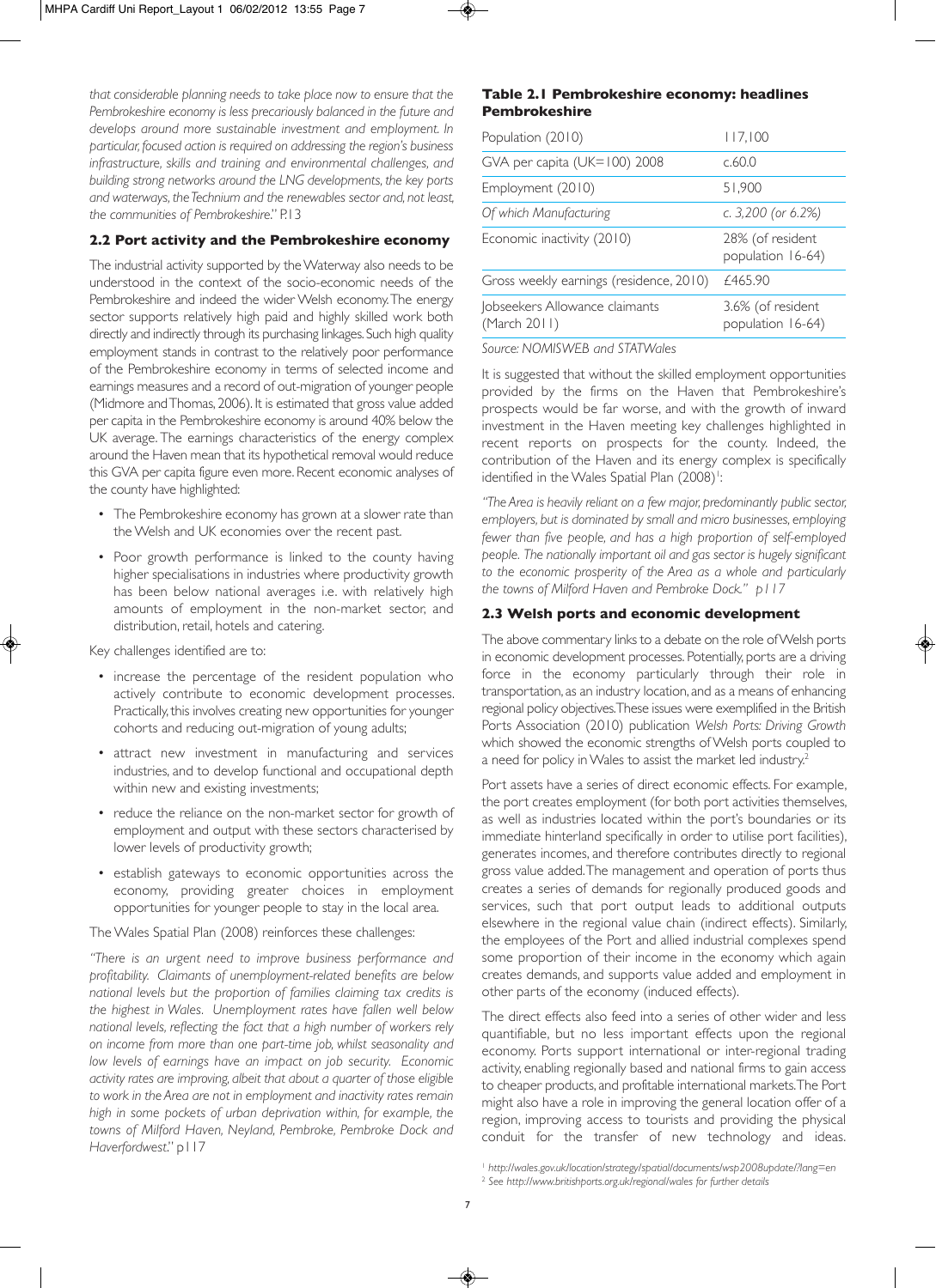*that considerable planning needs to take place now to ensure that the Pembrokeshire economy is less precariously balanced in the future and develops around more sustainable investment and employment. In particular, focused action is required on addressing the region's business infrastructure, skills and training and environmental challenges, and building strong networks around the LNG developments, the key ports and waterways, the Technium and the renewables sector and, not least, the communities of Pembrokeshire.*" P.13

## 2.2 Port activity and the Pembrokeshire economy

The industrial activity supported by the Waterway also needs to be understood in the context of the socio-economic needs of the Pembrokeshire and indeed the wider Welsh economy. The energy sector supports relatively high paid and highly skilled work both directly and indirectly through its purchasing linkages. Such high quality employment stands in contrast to the relatively poor performance of the Pembrokeshire economy in terms of selected income and earnings measures and a record of out-migration of younger people (Midmore and Thomas, 2006). It is estimated that gross value added per capita in the Pembrokeshire economy is around 40% below the UK average. The earnings characteristics of the energy complex around the Haven mean that its hypothetical removal would reduce this GVA per capita figure even more. Recent economic analyses of the county have highlighted:

- The Pembrokeshire economy has grown at a slower rate than the Welsh and UK economies over the recent past.
- Poor growth performance is linked to the county having higher specialisations in industries where productivity growth has been below national averages i.e. with relatively high amounts of employment in the non-market sector, and distribution, retail, hotels and catering.

Key challenges identified are to:

- increase the percentage of the resident population who actively contribute to economic development processes. Practically, this involves creating new opportunities for younger cohorts and reducing out-migration of young adults;
- attract new investment in manufacturing and services industries, and to develop functional and occupational depth within new and existing investments;
- reduce the reliance on the non-market sector for growth of employment and output with these sectors characterised by lower levels of productivity growth;
- establish gateways to economic opportunities across the economy, providing greater choices in employment opportunities for younger people to stay in the local area.

The Wales Spatial Plan (2008) reinforces these challenges:

"*There is an urgent need to improve business performance and profitability. Claimants of unemployment-related benefits are below national levels but the proportion of families claiming tax credits is the highest in Wales. Unemployment rates have fallen well below national levels, reflecting the fact that a high number of workers rely on income from more than one part-time job, whilst seasonality and low levels of earnings have an impact on job security. Economic activity rates are improving, albeit that about a quarter of those eligible to work in the Area are not in employment and inactivity rates remain high in some pockets of urban deprivation within, for example, the towns of Milford Haven, Neyland, Pembroke, Pembroke Dock and Haverfordwest.*" p117

**Table 2.1 Pembrokeshire economy: headlines Pembrokeshire**

| | |
|---|---|
| Population (2010) | 117,100 |
| GVA per capita (UK=100) 2008 | c.60.0 |
| Employment (2010) | 51,900 |
| *Of which Manufacturing* | *c. 3,200 (or 6.2%)* |
| Economic inactivity (2010) | 28% (of resident population 16-64) |
| Gross weekly earnings (residence, 2010) | £465.90 |
| Jobseekers Allowance claimants (March 2011) | 3.6% (of resident population 16-64) |

*Source: NOMISWEB and STATWales*

It is suggested that without the skilled employment opportunities provided by the firms on the Haven that Pembrokeshire's prospects would be far worse, and with the growth of inward investment in the Haven meeting key challenges highlighted in recent reports on prospects for the county. Indeed, the contribution of the Haven and its energy complex is specifically identified in the Wales Spatial Plan (2008)[1]:

"*The Area is heavily reliant on a few major, predominantly public sector, employers, but is dominated by small and micro businesses, employing fewer than five people, and has a high proportion of self-employed people. The nationally important oil and gas sector is hugely significant to the economic prosperity of the Area as a whole and particularly the towns of Milford Haven and Pembroke Dock.*" p117

## 2.3 Welsh ports and economic development

The above commentary links to a debate on the role of Welsh ports in economic development processes. Potentially, ports are a driving force in the economy particularly through their role in transportation, as an industry location, and as a means of enhancing regional policy objectives. These issues were exemplified in the British Ports Association (2010) publication *Welsh Ports: Driving Growth* which showed the economic strengths of Welsh ports coupled to a need for policy in Wales to assist the market led industry.[2]

Port assets have a series of direct economic effects. For example, the port creates employment (for both port activities themselves, as well as industries located within the port's boundaries or its immediate hinterland specifically in order to utilise port facilities), generates incomes, and therefore contributes directly to regional gross value added. The management and operation of ports thus creates a series of demands for regionally produced goods and services, such that port output leads to additional outputs elsewhere in the regional value chain (indirect effects). Similarly, the employees of the Port and allied industrial complexes spend some proportion of their income in the economy which again creates demands, and supports value added and employment in other parts of the economy (induced effects).

The direct effects also feed into a series of other wider and less quantifiable, but no less important effects upon the regional economy. Ports support international or inter-regional trading activity, enabling regionally based and national firms to gain access to cheaper products, and profitable international markets. The Port might also have a role in improving the general location offer of a region, improving access to tourists and providing the physical conduit for the transfer of new technology and ideas.

[1] *http://wales.gov.uk/location/strategy/spatial/documents/wsp2008update/?lang=en*
[2] *See http://www.britishports.org.uk/regional/wales for further details*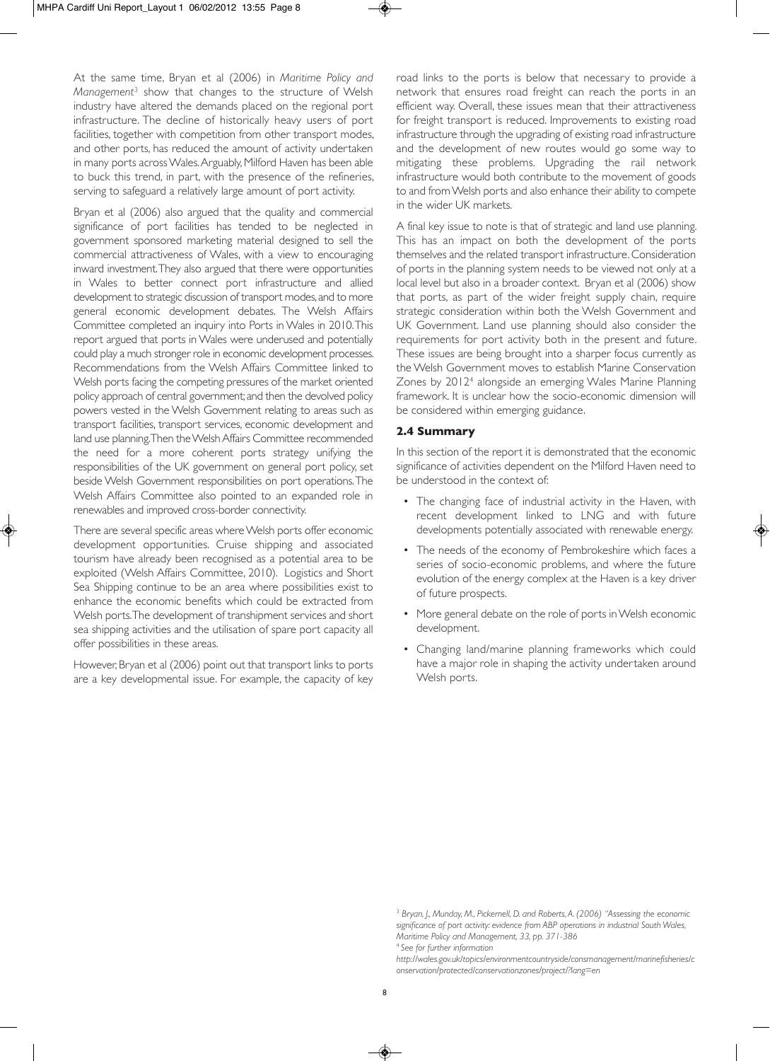At the same time, Bryan et al (2006) in *Maritime Policy and Management*[3] show that changes to the structure of Welsh industry have altered the demands placed on the regional port infrastructure. The decline of historically heavy users of port facilities, together with competition from other transport modes, and other ports, has reduced the amount of activity undertaken in many ports across Wales. Arguably, Milford Haven has been able to buck this trend, in part, with the presence of the refineries, serving to safeguard a relatively large amount of port activity.

Bryan et al (2006) also argued that the quality and commercial significance of port facilities has tended to be neglected in government sponsored marketing material designed to sell the commercial attractiveness of Wales, with a view to encouraging inward investment. They also argued that there were opportunities in Wales to better connect port infrastructure and allied development to strategic discussion of transport modes, and to more general economic development debates. The Welsh Affairs Committee completed an inquiry into Ports in Wales in 2010. This report argued that ports in Wales were underused and potentially could play a much stronger role in economic development processes. Recommendations from the Welsh Affairs Committee linked to Welsh ports facing the competing pressures of the market oriented policy approach of central government; and then the devolved policy powers vested in the Welsh Government relating to areas such as transport facilities, transport services, economic development and land use planning. Then the Welsh Affairs Committee recommended the need for a more coherent ports strategy unifying the responsibilities of the UK government on general port policy, set beside Welsh Government responsibilities on port operations. The Welsh Affairs Committee also pointed to an expanded role in renewables and improved cross-border connectivity.

There are several specific areas where Welsh ports offer economic development opportunities. Cruise shipping and associated tourism have already been recognised as a potential area to be exploited (Welsh Affairs Committee, 2010). Logistics and Short Sea Shipping continue to be an area where possibilities exist to enhance the economic benefits which could be extracted from Welsh ports. The development of transhipment services and short sea shipping activities and the utilisation of spare port capacity all offer possibilities in these areas.

However, Bryan et al (2006) point out that transport links to ports are a key developmental issue. For example, the capacity of key road links to the ports is below that necessary to provide a network that ensures road freight can reach the ports in an efficient way. Overall, these issues mean that their attractiveness for freight transport is reduced. Improvements to existing road infrastructure through the upgrading of existing road infrastructure and the development of new routes would go some way to mitigating these problems. Upgrading the rail network infrastructure would both contribute to the movement of goods to and from Welsh ports and also enhance their ability to compete in the wider UK markets.

A final key issue to note is that of strategic and land use planning. This has an impact on both the development of the ports themselves and the related transport infrastructure. Consideration of ports in the planning system needs to be viewed not only at a local level but also in a broader context. Bryan et al (2006) show that ports, as part of the wider freight supply chain, require strategic consideration within both the Welsh Government and UK Government. Land use planning should also consider the requirements for port activity both in the present and future. These issues are being brought into a sharper focus currently as the Welsh Government moves to establish Marine Conservation Zones by 2012[4] alongside an emerging Wales Marine Planning framework. It is unclear how the socio-economic dimension will be considered within emerging guidance.

### 2.4 Summary

In this section of the report it is demonstrated that the economic significance of activities dependent on the Milford Haven need to be understood in the context of:

- The changing face of industrial activity in the Haven, with recent development linked to LNG and with future developments potentially associated with renewable energy.
- The needs of the economy of Pembrokeshire which faces a series of socio-economic problems, and where the future evolution of the energy complex at the Haven is a key driver of future prospects.
- More general debate on the role of ports in Welsh economic development.
- Changing land/marine planning frameworks which could have a major role in shaping the activity undertaken around Welsh ports.

---

[3] *Bryan, J., Munday, M., Pickernell, D. and Roberts, A. (2006) "Assessing the economic significance of port activity: evidence from ABP operations in industrial South Wales, Maritime Policy and Management, 33, pp. 371-386*

[4] *See for further information http://wales.gov.uk/topics/environmentcountryside/consmanagement/marinefisheries/conservation/protected/conservationzones/project/?lang=en*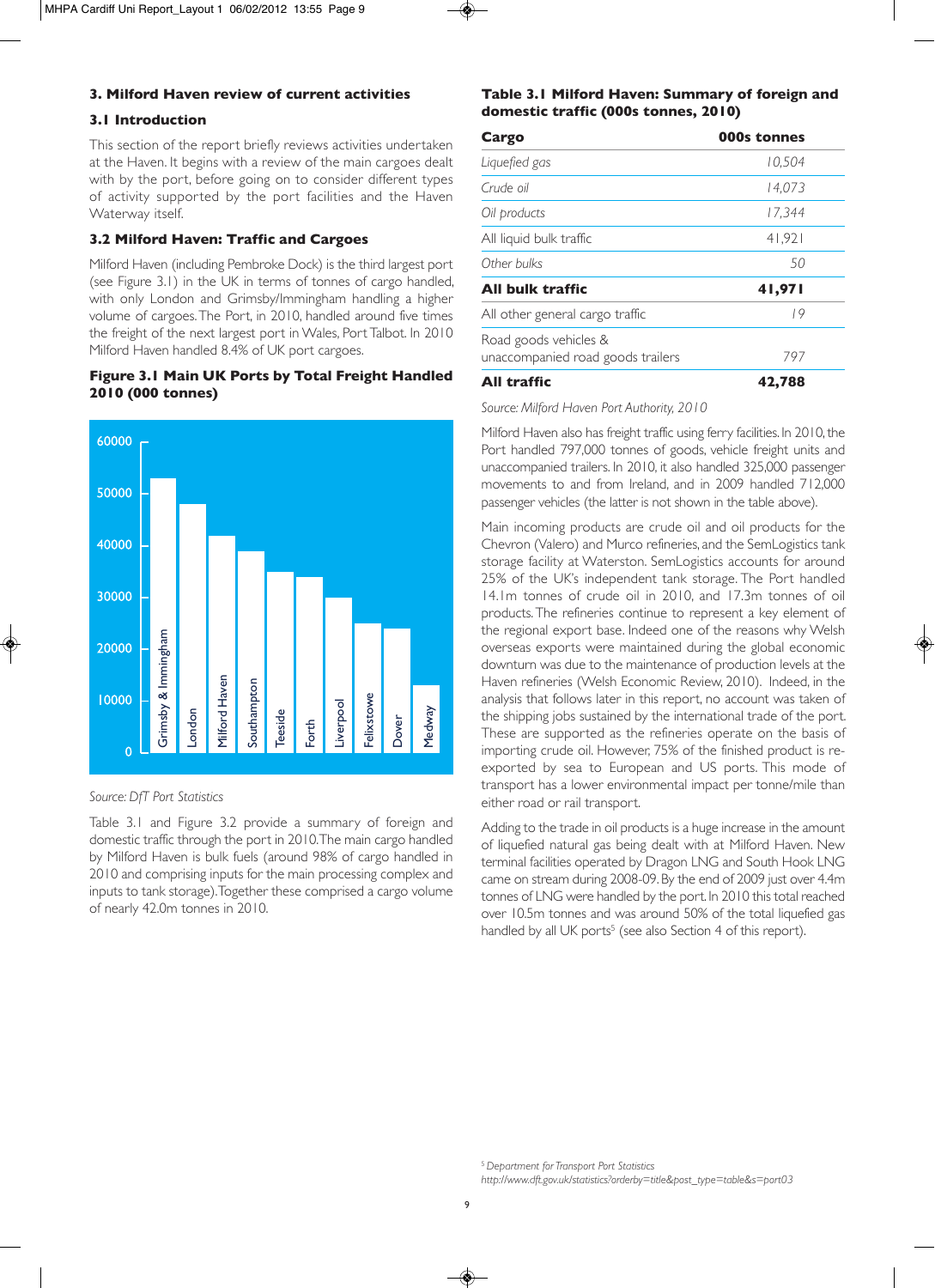## 3. Milford Haven review of current activities

### 3.1 Introduction

This section of the report briefly reviews activities undertaken at the Haven. It begins with a review of the main cargoes dealt with by the port, before going on to consider different types of activity supported by the port facilities and the Haven Waterway itself.

### 3.2 Milford Haven: Traffic and Cargoes

Milford Haven (including Pembroke Dock) is the third largest port (see Figure 3.1) in the UK in terms of tonnes of cargo handled, with only London and Grimsby/Immingham handling a higher volume of cargoes. The Port, in 2010, handled around five times the freight of the next largest port in Wales, Port Talbot. In 2010 Milford Haven handled 8.4% of UK port cargoes.

**Figure 3.1 Main UK Ports by Total Freight Handled 2010 (000 tonnes)**

*Source: DfT Port Statistics*

Table 3.1 and Figure 3.2 provide a summary of foreign and domestic traffic through the port in 2010. The main cargo handled by Milford Haven is bulk fuels (around 98% of cargo handled in 2010 and comprising inputs for the main processing complex and inputs to tank storage). Together these comprised a cargo volume of nearly 42.0m tonnes in 2010.

**Table 3.1 Milford Haven: Summary of foreign and domestic traffic (000s tonnes, 2010)**

| Cargo | 000s tonnes |
|---|---|
| *Liquefied gas* | *10,504* |
| *Crude oil* | *14,073* |
| *Oil products* | *17,344* |
| All liquid bulk traffic | 41,921 |
| *Other bulks* | *50* |
| **All bulk traffic** | **41,971** |
| All other general cargo traffic | 19 |
| Road goods vehicles & unaccompanied road goods trailers | 797 |
| **All traffic** | **42,788** |

*Source: Milford Haven Port Authority, 2010*

Milford Haven also has freight traffic using ferry facilities. In 2010, the Port handled 797,000 tonnes of goods, vehicle freight units and unaccompanied trailers. In 2010, it also handled 325,000 passenger movements to and from Ireland, and in 2009 handled 712,000 passenger vehicles (the latter is not shown in the table above).

Main incoming products are crude oil and oil products for the Chevron (Valero) and Murco refineries, and the SemLogistics tank storage facility at Waterston. SemLogistics accounts for around 25% of the UK's independent tank storage. The Port handled 14.1m tonnes of crude oil in 2010, and 17.3m tonnes of oil products. The refineries continue to represent a key element of the regional export base. Indeed one of the reasons why Welsh overseas exports were maintained during the global economic downturn was due to the maintenance of production levels at the Haven refineries (Welsh Economic Review, 2010). Indeed, in the analysis that follows later in this report, no account was taken of the shipping jobs sustained by the international trade of the port. These are supported as the refineries operate on the basis of importing crude oil. However, 75% of the finished product is re-exported by sea to European and US ports. This mode of transport has a lower environmental impact per tonne/mile than either road or rail transport.

Adding to the trade in oil products is a huge increase in the amount of liquefied natural gas being dealt with at Milford Haven. New terminal facilities operated by Dragon LNG and South Hook LNG came on stream during 2008-09. By the end of 2009 just over 4.4m tonnes of LNG were handled by the port. In 2010 this total reached over 10.5m tonnes and was around 50% of the total liquefied gas handled by all UK ports[5] (see also Section 4 of this report).

[5] *Department for Transport Port Statistics http://www.dft.gov.uk/statistics?orderby=title&post_type=table&s=port03*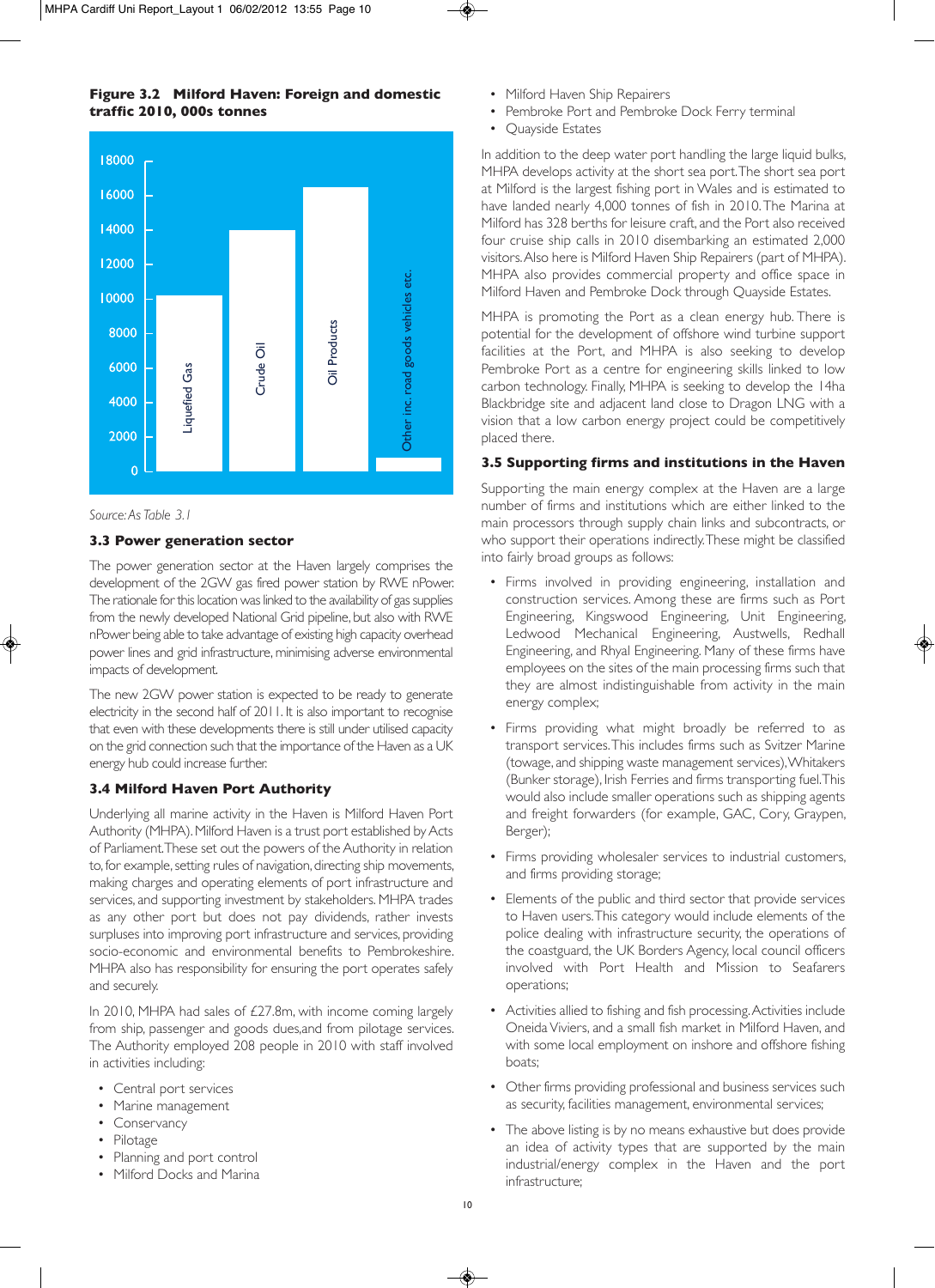**Figure 3.2 Milford Haven: Foreign and domestic traffic 2010, 000s tonnes**

Source: As Table 3.1

### 3.3 Power generation sector

The power generation sector at the Haven largely comprises the development of the 2GW gas fired power station by RWE nPower. The rationale for this location was linked to the availability of gas supplies from the newly developed National Grid pipeline, but also with RWE nPower being able to take advantage of existing high capacity overhead power lines and grid infrastructure, minimising adverse environmental impacts of development.

The new 2GW power station is expected to be ready to generate electricity in the second half of 2011. It is also important to recognise that even with these developments there is still under utilised capacity on the grid connection such that the importance of the Haven as a UK energy hub could increase further.

### 3.4 Milford Haven Port Authority

Underlying all marine activity in the Haven is Milford Haven Port Authority (MHPA). Milford Haven is a trust port established by Acts of Parliament. These set out the powers of the Authority in relation to, for example, setting rules of navigation, directing ship movements, making charges and operating elements of port infrastructure and services, and supporting investment by stakeholders. MHPA trades as any other port but does not pay dividends, rather invests surpluses into improving port infrastructure and services, providing socio-economic and environmental benefits to Pembrokeshire. MHPA also has responsibility for ensuring the port operates safely and securely.

In 2010, MHPA had sales of £27.8m, with income coming largely from ship, passenger and goods dues,and from pilotage services. The Authority employed 208 people in 2010 with staff involved in activities including:

- Central port services
- Marine management
- Conservancy
- Pilotage
- Planning and port control
- Milford Docks and Marina
- Milford Haven Ship Repairers
- Pembroke Port and Pembroke Dock Ferry terminal
- Quayside Estates

In addition to the deep water port handling the large liquid bulks, MHPA develops activity at the short sea port. The short sea port at Milford is the largest fishing port in Wales and is estimated to have landed nearly 4,000 tonnes of fish in 2010. The Marina at Milford has 328 berths for leisure craft, and the Port also received four cruise ship calls in 2010 disembarking an estimated 2,000 visitors. Also here is Milford Haven Ship Repairers (part of MHPA). MHPA also provides commercial property and office space in Milford Haven and Pembroke Dock through Quayside Estates.

MHPA is promoting the Port as a clean energy hub. There is potential for the development of offshore wind turbine support facilities at the Port, and MHPA is also seeking to develop Pembroke Port as a centre for engineering skills linked to low carbon technology. Finally, MHPA is seeking to develop the 14ha Blackbridge site and adjacent land close to Dragon LNG with a vision that a low carbon energy project could be competitively placed there.

### 3.5 Supporting firms and institutions in the Haven

Supporting the main energy complex at the Haven are a large number of firms and institutions which are either linked to the main processors through supply chain links and subcontracts, or who support their operations indirectly. These might be classified into fairly broad groups as follows:

- Firms involved in providing engineering, installation and construction services. Among these are firms such as Port Engineering, Kingswood Engineering, Unit Engineering, Ledwood Mechanical Engineering, Austwells, Redhall Engineering, and Rhyal Engineering. Many of these firms have employees on the sites of the main processing firms such that they are almost indistinguishable from activity in the main energy complex;

- Firms providing what might broadly be referred to as transport services. This includes firms such as Svitzer Marine (towage, and shipping waste management services), Whitakers (Bunker storage), Irish Ferries and firms transporting fuel. This would also include smaller operations such as shipping agents and freight forwarders (for example, GAC, Cory, Graypen, Berger);

- Firms providing wholesaler services to industrial customers, and firms providing storage;

- Elements of the public and third sector that provide services to Haven users. This category would include elements of the police dealing with infrastructure security, the operations of the coastguard, the UK Borders Agency, local council officers involved with Port Health and Mission to Seafarers operations;

- Activities allied to fishing and fish processing. Activities include Oneida Viviers, and a small fish market in Milford Haven, and with some local employment on inshore and offshore fishing boats;

- Other firms providing professional and business services such as security, facilities management, environmental services;

- The above listing is by no means exhaustive but does provide an idea of activity types that are supported by the main industrial/energy complex in the Haven and the port infrastructure;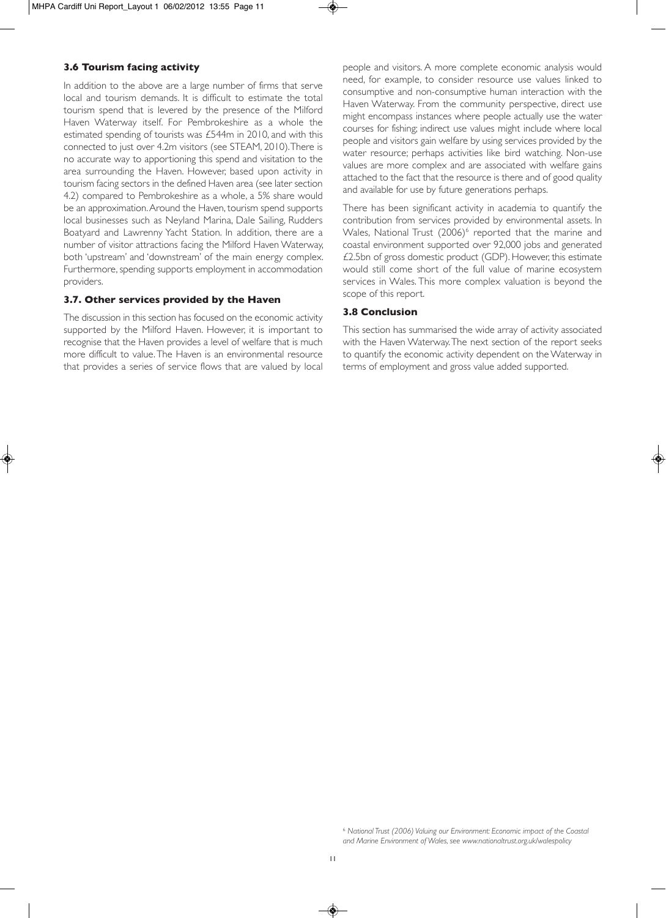### 3.6 Tourism facing activity

In addition to the above are a large number of firms that serve local and tourism demands. It is difficult to estimate the total tourism spend that is levered by the presence of the Milford Haven Waterway itself. For Pembrokeshire as a whole the estimated spending of tourists was £544m in 2010, and with this connected to just over 4.2m visitors (see STEAM, 2010). There is no accurate way to apportioning this spend and visitation to the area surrounding the Haven. However, based upon activity in tourism facing sectors in the defined Haven area (see later section 4.2) compared to Pembrokeshire as a whole, a 5% share would be an approximation. Around the Haven, tourism spend supports local businesses such as Neyland Marina, Dale Sailing, Rudders Boatyard and Lawrenny Yacht Station. In addition, there are a number of visitor attractions facing the Milford Haven Waterway, both 'upstream' and 'downstream' of the main energy complex. Furthermore, spending supports employment in accommodation providers.

### 3.7. Other services provided by the Haven

The discussion in this section has focused on the economic activity supported by the Milford Haven. However, it is important to recognise that the Haven provides a level of welfare that is much more difficult to value. The Haven is an environmental resource that provides a series of service flows that are valued by local people and visitors. A more complete economic analysis would need, for example, to consider resource use values linked to consumptive and non-consumptive human interaction with the Haven Waterway. From the community perspective, direct use might encompass instances where people actually use the water courses for fishing; indirect use values might include where local people and visitors gain welfare by using services provided by the water resource; perhaps activities like bird watching. Non-use values are more complex and are associated with welfare gains attached to the fact that the resource is there and of good quality and available for use by future generations perhaps.

There has been significant activity in academia to quantify the contribution from services provided by environmental assets. In Wales, National Trust (2006)[6] reported that the marine and coastal environment supported over 92,000 jobs and generated £2.5bn of gross domestic product (GDP). However, this estimate would still come short of the full value of marine ecosystem services in Wales. This more complex valuation is beyond the scope of this report.

### 3.8 Conclusion

This section has summarised the wide array of activity associated with the Haven Waterway. The next section of the report seeks to quantify the economic activity dependent on the Waterway in terms of employment and gross value added supported.

[6] *National Trust (2006) Valuing our Environment: Economic impact of the Coastal and Marine Environment of Wales, see www.nationaltrust.org.uk/walespolicy*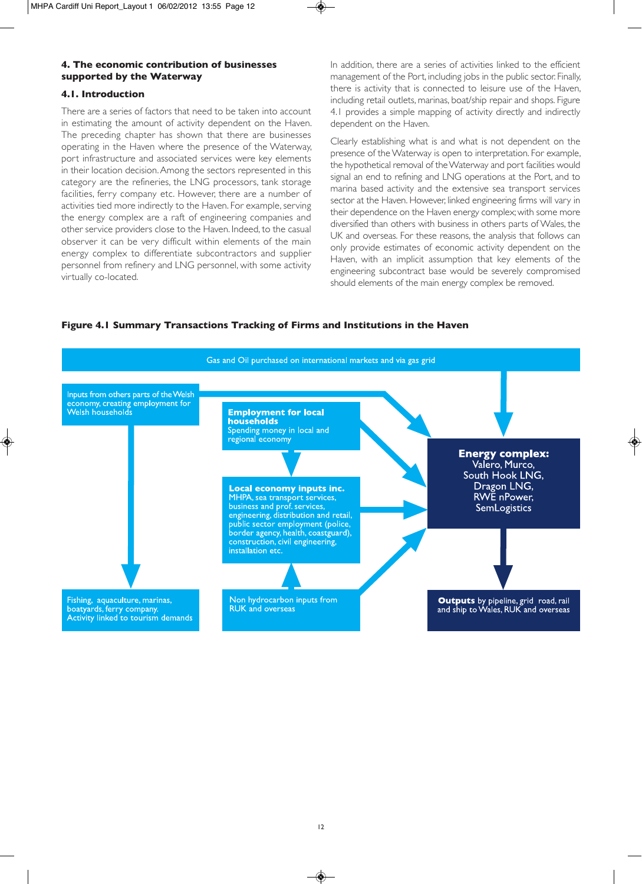## 4. The economic contribution of businesses supported by the Waterway

### 4.1. Introduction

There are a series of factors that need to be taken into account in estimating the amount of activity dependent on the Haven. The preceding chapter has shown that there are businesses operating in the Haven where the presence of the Waterway, port infrastructure and associated services were key elements in their location decision. Among the sectors represented in this category are the refineries, the LNG processors, tank storage facilities, ferry company etc. However, there are a number of activities tied more indirectly to the Haven. For example, serving the energy complex are a raft of engineering companies and other service providers close to the Haven. Indeed, to the casual observer it can be very difficult within elements of the main energy complex to differentiate subcontractors and supplier personnel from refinery and LNG personnel, with some activity virtually co-located.

In addition, there are a series of activities linked to the efficient management of the Port, including jobs in the public sector. Finally, there is activity that is connected to leisure use of the Haven, including retail outlets, marinas, boat/ship repair and shops. Figure 4.1 provides a simple mapping of activity directly and indirectly dependent on the Haven.

Clearly establishing what is and what is not dependent on the presence of the Waterway is open to interpretation. For example, the hypothetical removal of the Waterway and port facilities would signal an end to refining and LNG operations at the Port, and to marina based activity and the extensive sea transport services sector at the Haven. However, linked engineering firms will vary in their dependence on the Haven energy complex; with some more diversified than others with business in others parts of Wales, the UK and overseas. For these reasons, the analysis that follows can only provide estimates of economic activity dependent on the Haven, with an implicit assumption that key elements of the engineering subcontract base would be severely compromised should elements of the main energy complex be removed.

**Figure 4.1 Summary Transactions Tracking of Firms and Institutions in the Haven**

Gas and Oil purchased on international markets and via gas grid

Inputs from others parts of the Welsh economy, creating employment for Welsh households

**Employment for local households**
Spending money in local and regional economy

**Local economy inputs inc.**
MHPA, sea transport services, business and prof. services, engineering, distribution and retail, public sector employment (police, border agency, health, coastguard), construction, civil engineering, installation etc.

**Energy complex:**
Valero, Murco, South Hook LNG, Dragon LNG, RWE nPower, SemLogistics

Fishing, aquaculture, marinas, boatyards, ferry company. Activity linked to tourism demands

Non hydrocarbon inputs from RUK and overseas

**Outputs** by pipeline, grid road, rail and ship to Wales, RUK and overseas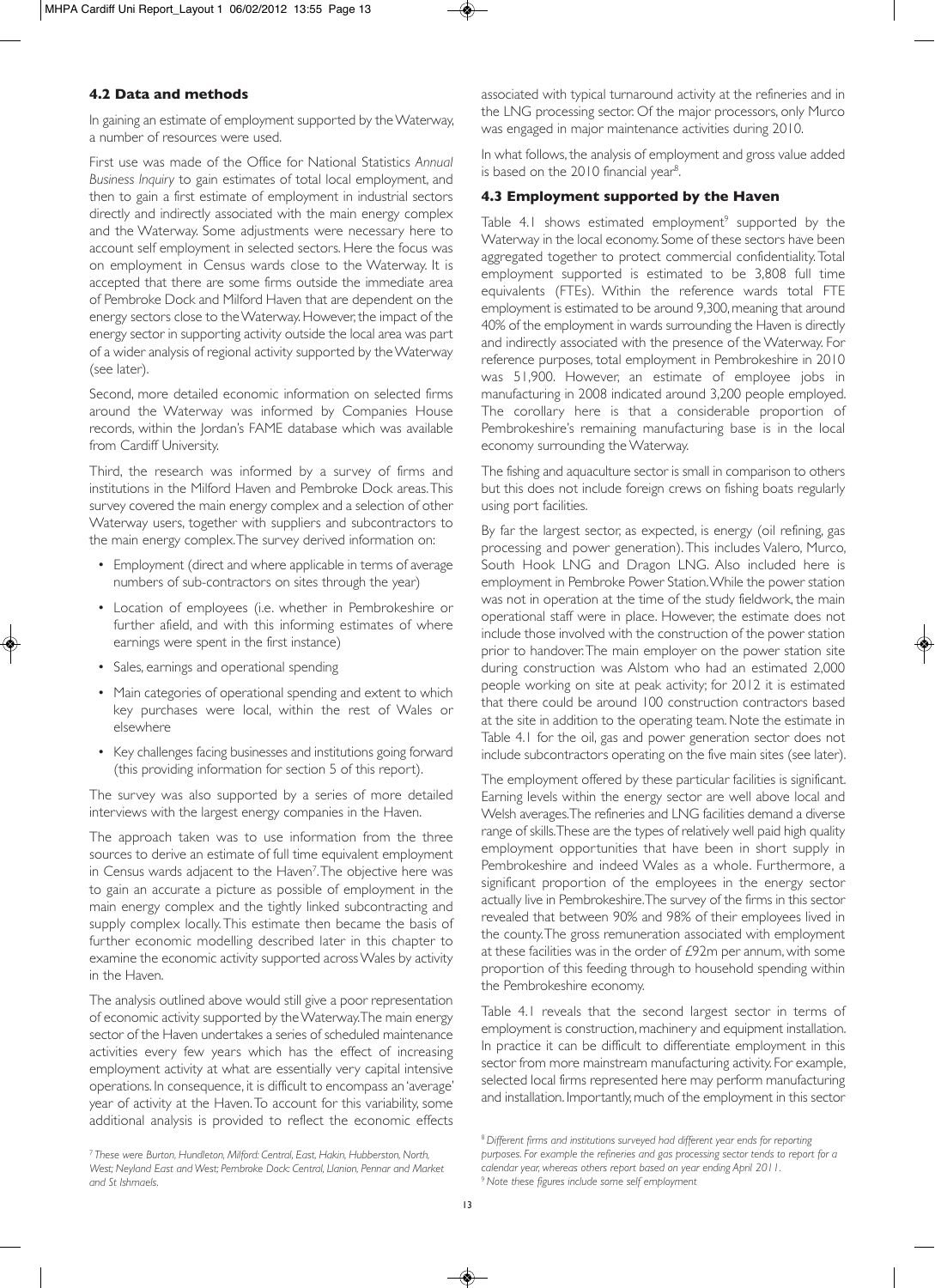### 4.2 Data and methods

In gaining an estimate of employment supported by the Waterway, a number of resources were used.

First use was made of the Office for National Statistics *Annual Business Inquiry* to gain estimates of total local employment, and then to gain a first estimate of employment in industrial sectors directly and indirectly associated with the main energy complex and the Waterway. Some adjustments were necessary here to account self employment in selected sectors. Here the focus was on employment in Census wards close to the Waterway. It is accepted that there are some firms outside the immediate area of Pembroke Dock and Milford Haven that are dependent on the energy sectors close to the Waterway. However, the impact of the energy sector in supporting activity outside the local area was part of a wider analysis of regional activity supported by the Waterway (see later).

Second, more detailed economic information on selected firms around the Waterway was informed by Companies House records, within the Jordan's FAME database which was available from Cardiff University.

Third, the research was informed by a survey of firms and institutions in the Milford Haven and Pembroke Dock areas. This survey covered the main energy complex and a selection of other Waterway users, together with suppliers and subcontractors to the main energy complex. The survey derived information on:

- Employment (direct and where applicable in terms of average numbers of sub-contractors on sites through the year)
- Location of employees (i.e. whether in Pembrokeshire or further afield, and with this informing estimates of where earnings were spent in the first instance)
- Sales, earnings and operational spending
- Main categories of operational spending and extent to which key purchases were local, within the rest of Wales or elsewhere
- Key challenges facing businesses and institutions going forward (this providing information for section 5 of this report).

The survey was also supported by a series of more detailed interviews with the largest energy companies in the Haven.

The approach taken was to use information from the three sources to derive an estimate of full time equivalent employment in Census wards adjacent to the Haven[7]. The objective here was to gain an accurate a picture as possible of employment in the main energy complex and the tightly linked subcontracting and supply complex locally. This estimate then became the basis of further economic modelling described later in this chapter to examine the economic activity supported across Wales by activity in the Haven.

The analysis outlined above would still give a poor representation of economic activity supported by the Waterway. The main energy sector of the Haven undertakes a series of scheduled maintenance activities every few years which has the effect of increasing employment activity at what are essentially very capital intensive operations. In consequence, it is difficult to encompass an 'average' year of activity at the Haven. To account for this variability, some additional analysis is provided to reflect the economic effects associated with typical turnaround activity at the refineries and in the LNG processing sector. Of the major processors, only Murco was engaged in major maintenance activities during 2010.

In what follows, the analysis of employment and gross value added is based on the 2010 financial year[8].

### 4.3 Employment supported by the Haven

Table 4.1 shows estimated employment[9] supported by the Waterway in the local economy. Some of these sectors have been aggregated together to protect commercial confidentiality. Total employment supported is estimated to be 3,808 full time equivalents (FTEs). Within the reference wards total FTE employment is estimated to be around 9,300, meaning that around 40% of the employment in wards surrounding the Haven is directly and indirectly associated with the presence of the Waterway. For reference purposes, total employment in Pembrokeshire in 2010 was 51,900. However, an estimate of employee jobs in manufacturing in 2008 indicated around 3,200 people employed. The corollary here is that a considerable proportion of Pembrokeshire's remaining manufacturing base is in the local economy surrounding the Waterway.

The fishing and aquaculture sector is small in comparison to others but this does not include foreign crews on fishing boats regularly using port facilities.

By far the largest sector, as expected, is energy (oil refining, gas processing and power generation). This includes Valero, Murco, South Hook LNG and Dragon LNG. Also included here is employment in Pembroke Power Station. While the power station was not in operation at the time of the study fieldwork, the main operational staff were in place. However, the estimate does not include those involved with the construction of the power station prior to handover. The main employer on the power station site during construction was Alstom who had an estimated 2,000 people working on site at peak activity; for 2012 it is estimated that there could be around 100 construction contractors based at the site in addition to the operating team. Note the estimate in Table 4.1 for the oil, gas and power generation sector does not include subcontractors operating on the five main sites (see later).

The employment offered by these particular facilities is significant. Earning levels within the energy sector are well above local and Welsh averages. The refineries and LNG facilities demand a diverse range of skills. These are the types of relatively well paid high quality employment opportunities that have been in short supply in Pembrokeshire and indeed Wales as a whole. Furthermore, a significant proportion of the employees in the energy sector actually live in Pembrokeshire. The survey of the firms in this sector revealed that between 90% and 98% of their employees lived in the county. The gross remuneration associated with employment at these facilities was in the order of £92m per annum, with some proportion of this feeding through to household spending within the Pembrokeshire economy.

Table 4.1 reveals that the second largest sector in terms of employment is construction, machinery and equipment installation. In practice it can be difficult to differentiate employment in this sector from more mainstream manufacturing activity. For example, selected local firms represented here may perform manufacturing and installation. Importantly, much of the employment in this sector

[7] *These were Burton, Hundleton, Milford: Central, East, Hakin, Hubberston, North, West; Neyland East and West; Pembroke Dock: Central, Llanion, Pennar and Market and St Ishmaels.*

[8] *Different firms and institutions surveyed had different year ends for reporting purposes. For example the refineries and gas processing sector tends to report for a calendar year, whereas others report based on year ending April 2011.*

[9] *Note these figures include some self employment*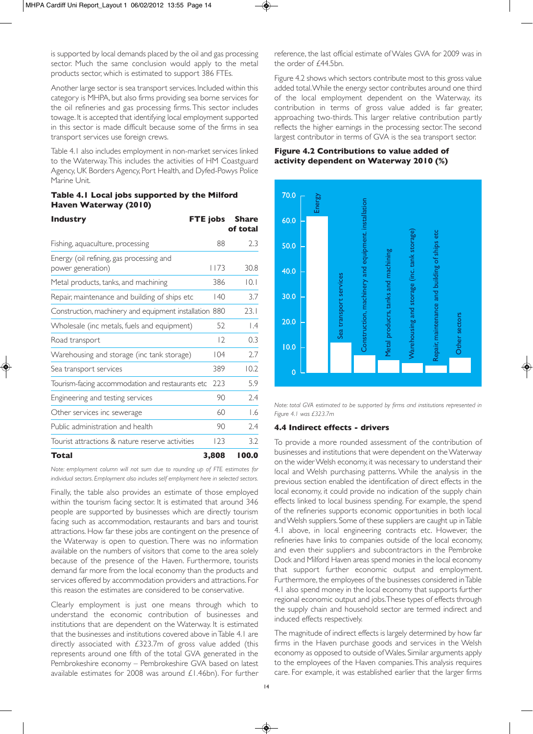is supported by local demands placed by the oil and gas processing sector. Much the same conclusion would apply to the metal products sector, which is estimated to support 386 FTEs.

Another large sector is sea transport services. Included within this category is MHPA, but also firms providing sea borne services for the oil refineries and gas processing firms. This sector includes towage. It is accepted that identifying local employment supported in this sector is made difficult because some of the firms in sea transport services use foreign crews.

Table 4.1 also includes employment in non-market services linked to the Waterway. This includes the activities of HM Coastguard Agency, UK Borders Agency, Port Health, and Dyfed-Powys Police Marine Unit.

**Table 4.1 Local jobs supported by the Milford Haven Waterway (2010)**

| Industry | FTE jobs | Share of total |
|---|---|---|
| Fishing, aquaculture, processing | 88 | 2.3 |
| Energy (oil refining, gas processing and power generation) | 1173 | 30.8 |
| Metal products, tanks, and machining | 386 | 10.1 |
| Repair, maintenance and building of ships etc | 140 | 3.7 |
| Construction, machinery and equipment installation | 880 | 23.1 |
| Wholesale (inc metals, fuels and equipment) | 52 | 1.4 |
| Road transport | 12 | 0.3 |
| Warehousing and storage (inc tank storage) | 104 | 2.7 |
| Sea transport services | 389 | 10.2 |
| Tourism-facing accommodation and restaurants etc | 223 | 5.9 |
| Engineering and testing services | 90 | 2.4 |
| Other services inc sewerage | 60 | 1.6 |
| Public administration and health | 90 | 2.4 |
| Tourist attractions & nature reserve activities | 123 | 3.2 |
| **Total** | **3,808** | **100.0** |

*Note: employment column will not sum due to rounding up of FTE estimates for individual sectors. Employment also includes self employment here in selected sectors.*

Finally, the table also provides an estimate of those employed within the tourism facing sector. It is estimated that around 346 people are supported by businesses which are directly tourism facing such as accommodation, restaurants and bars and tourist attractions. How far these jobs are contingent on the presence of the Waterway is open to question. There was no information available on the numbers of visitors that come to the area solely because of the presence of the Haven. Furthermore, tourists demand far more from the local economy than the products and services offered by accommodation providers and attractions. For this reason the estimates are considered to be conservative.

Clearly employment is just one means through which to understand the economic contribution of businesses and institutions that are dependent on the Waterway. It is estimated that the businesses and institutions covered above in Table 4.1 are directly associated with £323.7m of gross value added (this represents around one fifth of the total GVA generated in the Pembrokeshire economy – Pembrokeshire GVA based on latest available estimates for 2008 was around £1.46bn). For further reference, the last official estimate of Wales GVA for 2009 was in the order of £44.5bn.

Figure 4.2 shows which sectors contribute most to this gross value added total. While the energy sector contributes around one third of the local employment dependent on the Waterway, its contribution in terms of gross value added is far greater, approaching two-thirds. This larger relative contribution partly reflects the higher earnings in the processing sector. The second largest contributor in terms of GVA is the sea transport sector.

**Figure 4.2 Contributions to value added of activity dependent on Waterway 2010 (%)**

*Note: total GVA estimated to be supported by firms and institutions represented in Figure 4.1 was £323.7m*

### 4.4 Indirect effects - drivers

To provide a more rounded assessment of the contribution of businesses and institutions that were dependent on the Waterway on the wider Welsh economy, it was necessary to understand their local and Welsh purchasing patterns. While the analysis in the previous section enabled the identification of direct effects in the local economy, it could provide no indication of the supply chain effects linked to local business spending. For example, the spend of the refineries supports economic opportunities in both local and Welsh suppliers. Some of these suppliers are caught up in Table 4.1 above, in local engineering contracts etc. However, the refineries have links to companies outside of the local economy, and even their suppliers and subcontractors in the Pembroke Dock and Milford Haven areas spend monies in the local economy that support further economic output and employment. Furthermore, the employees of the businesses considered in Table 4.1 also spend money in the local economy that supports further regional economic output and jobs. These types of effects through the supply chain and household sector are termed indirect and induced effects respectively.

The magnitude of indirect effects is largely determined by how far firms in the Haven purchase goods and services in the Welsh economy as opposed to outside of Wales. Similar arguments apply to the employees of the Haven companies. This analysis requires care. For example, it was established earlier that the larger firms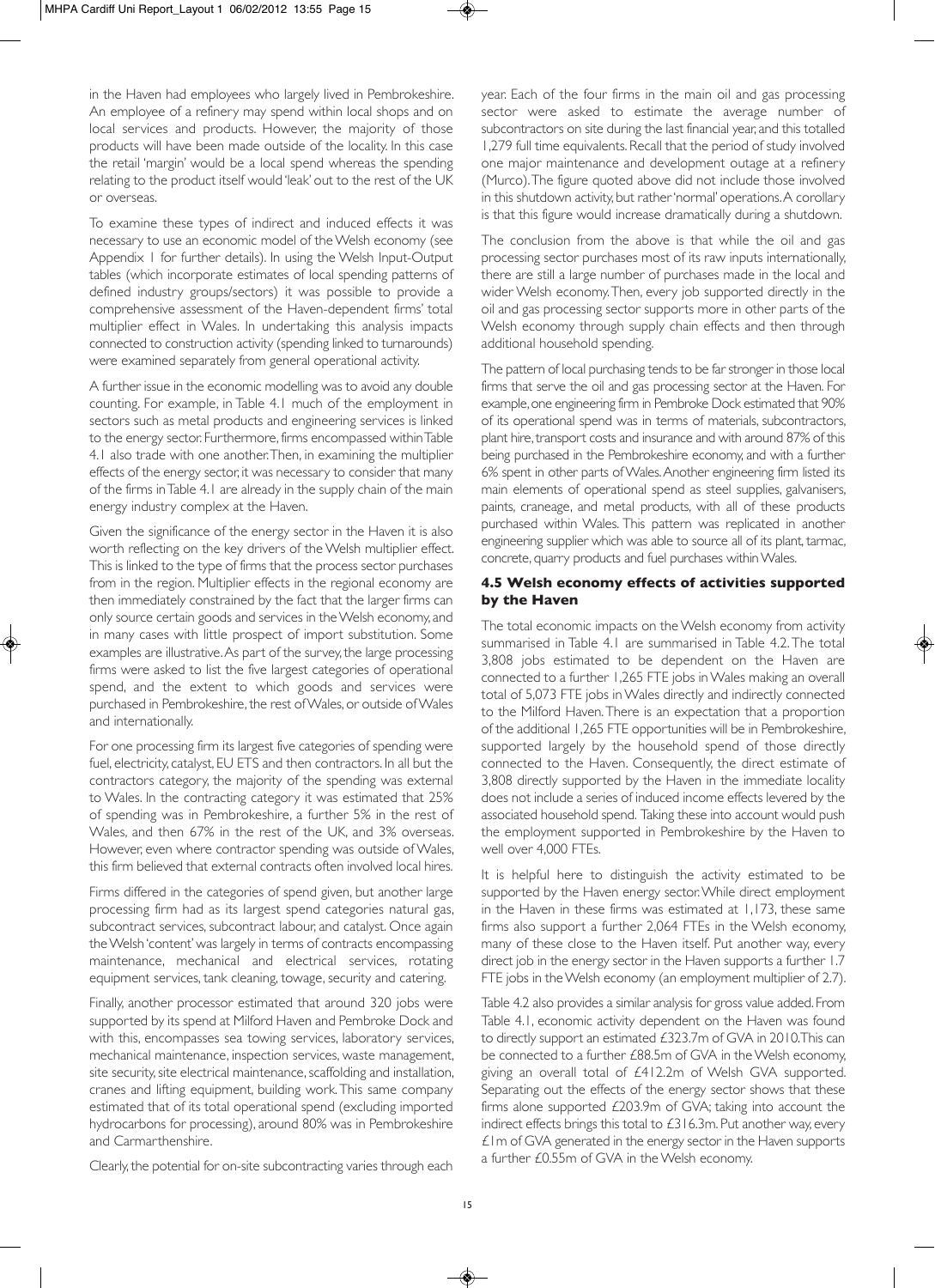in the Haven had employees who largely lived in Pembrokeshire. An employee of a refinery may spend within local shops and on local services and products. However, the majority of those products will have been made outside of the locality. In this case the retail 'margin' would be a local spend whereas the spending relating to the product itself would 'leak' out to the rest of the UK or overseas.

To examine these types of indirect and induced effects it was necessary to use an economic model of the Welsh economy (see Appendix 1 for further details). In using the Welsh Input-Output tables (which incorporate estimates of local spending patterns of defined industry groups/sectors) it was possible to provide a comprehensive assessment of the Haven-dependent firms' total multiplier effect in Wales. In undertaking this analysis impacts connected to construction activity (spending linked to turnarounds) were examined separately from general operational activity.

A further issue in the economic modelling was to avoid any double counting. For example, in Table 4.1 much of the employment in sectors such as metal products and engineering services is linked to the energy sector. Furthermore, firms encompassed within Table 4.1 also trade with one another. Then, in examining the multiplier effects of the energy sector, it was necessary to consider that many of the firms in Table 4.1 are already in the supply chain of the main energy industry complex at the Haven.

Given the significance of the energy sector in the Haven it is also worth reflecting on the key drivers of the Welsh multiplier effect. This is linked to the type of firms that the process sector purchases from in the region. Multiplier effects in the regional economy are then immediately constrained by the fact that the larger firms can only source certain goods and services in the Welsh economy, and in many cases with little prospect of import substitution. Some examples are illustrative. As part of the survey, the large processing firms were asked to list the five largest categories of operational spend, and the extent to which goods and services were purchased in Pembrokeshire, the rest of Wales, or outside of Wales and internationally.

For one processing firm its largest five categories of spending were fuel, electricity, catalyst, EU ETS and then contractors. In all but the contractors category, the majority of the spending was external to Wales. In the contracting category it was estimated that 25% of spending was in Pembrokeshire, a further 5% in the rest of Wales, and then 67% in the rest of the UK, and 3% overseas. However, even where contractor spending was outside of Wales, this firm believed that external contracts often involved local hires.

Firms differed in the categories of spend given, but another large processing firm had as its largest spend categories natural gas, subcontract services, subcontract labour, and catalyst. Once again the Welsh 'content' was largely in terms of contracts encompassing maintenance, mechanical and electrical services, rotating equipment services, tank cleaning, towage, security and catering.

Finally, another processor estimated that around 320 jobs were supported by its spend at Milford Haven and Pembroke Dock and with this, encompasses sea towing services, laboratory services, mechanical maintenance, inspection services, waste management, site security, site electrical maintenance, scaffolding and installation, cranes and lifting equipment, building work. This same company estimated that of its total operational spend (excluding imported hydrocarbons for processing), around 80% was in Pembrokeshire and Carmarthenshire.

Clearly, the potential for on-site subcontracting varies through each year. Each of the four firms in the main oil and gas processing sector were asked to estimate the average number of subcontractors on site during the last financial year, and this totalled 1,279 full time equivalents. Recall that the period of study involved one major maintenance and development outage at a refinery (Murco). The figure quoted above did not include those involved in this shutdown activity, but rather 'normal' operations. A corollary is that this figure would increase dramatically during a shutdown.

The conclusion from the above is that while the oil and gas processing sector purchases most of its raw inputs internationally, there are still a large number of purchases made in the local and wider Welsh economy. Then, every job supported directly in the oil and gas processing sector supports more in other parts of the Welsh economy through supply chain effects and then through additional household spending.

The pattern of local purchasing tends to be far stronger in those local firms that serve the oil and gas processing sector at the Haven. For example, one engineering firm in Pembroke Dock estimated that 90% of its operational spend was in terms of materials, subcontractors, plant hire, transport costs and insurance and with around 87% of this being purchased in the Pembrokeshire economy, and with a further 6% spent in other parts of Wales. Another engineering firm listed its main elements of operational spend as steel supplies, galvanisers, paints, craneage, and metal products, with all of these products purchased within Wales. This pattern was replicated in another engineering supplier which was able to source all of its plant, tarmac, concrete, quarry products and fuel purchases within Wales.

### 4.5 Welsh economy effects of activities supported by the Haven

The total economic impacts on the Welsh economy from activity summarised in Table 4.1 are summarised in Table 4.2. The total 3,808 jobs estimated to be dependent on the Haven are connected to a further 1,265 FTE jobs in Wales making an overall total of 5,073 FTE jobs in Wales directly and indirectly connected to the Milford Haven. There is an expectation that a proportion of the additional 1,265 FTE opportunities will be in Pembrokeshire, supported largely by the household spend of those directly connected to the Haven. Consequently, the direct estimate of 3,808 directly supported by the Haven in the immediate locality does not include a series of induced income effects levered by the associated household spend. Taking these into account would push the employment supported in Pembrokeshire by the Haven to well over 4,000 FTEs.

It is helpful here to distinguish the activity estimated to be supported by the Haven energy sector. While direct employment in the Haven in these firms was estimated at 1,173, these same firms also support a further 2,064 FTEs in the Welsh economy, many of these close to the Haven itself. Put another way, every direct job in the energy sector in the Haven supports a further 1.7 FTE jobs in the Welsh economy (an employment multiplier of 2.7).

Table 4.2 also provides a similar analysis for gross value added. From Table 4.1, economic activity dependent on the Haven was found to directly support an estimated £323.7m of GVA in 2010. This can be connected to a further £88.5m of GVA in the Welsh economy, giving an overall total of £412.2m of Welsh GVA supported. Separating out the effects of the energy sector shows that these firms alone supported £203.9m of GVA; taking into account the indirect effects brings this total to £316.3m. Put another way, every £1m of GVA generated in the energy sector in the Haven supports a further £0.55m of GVA in the Welsh economy.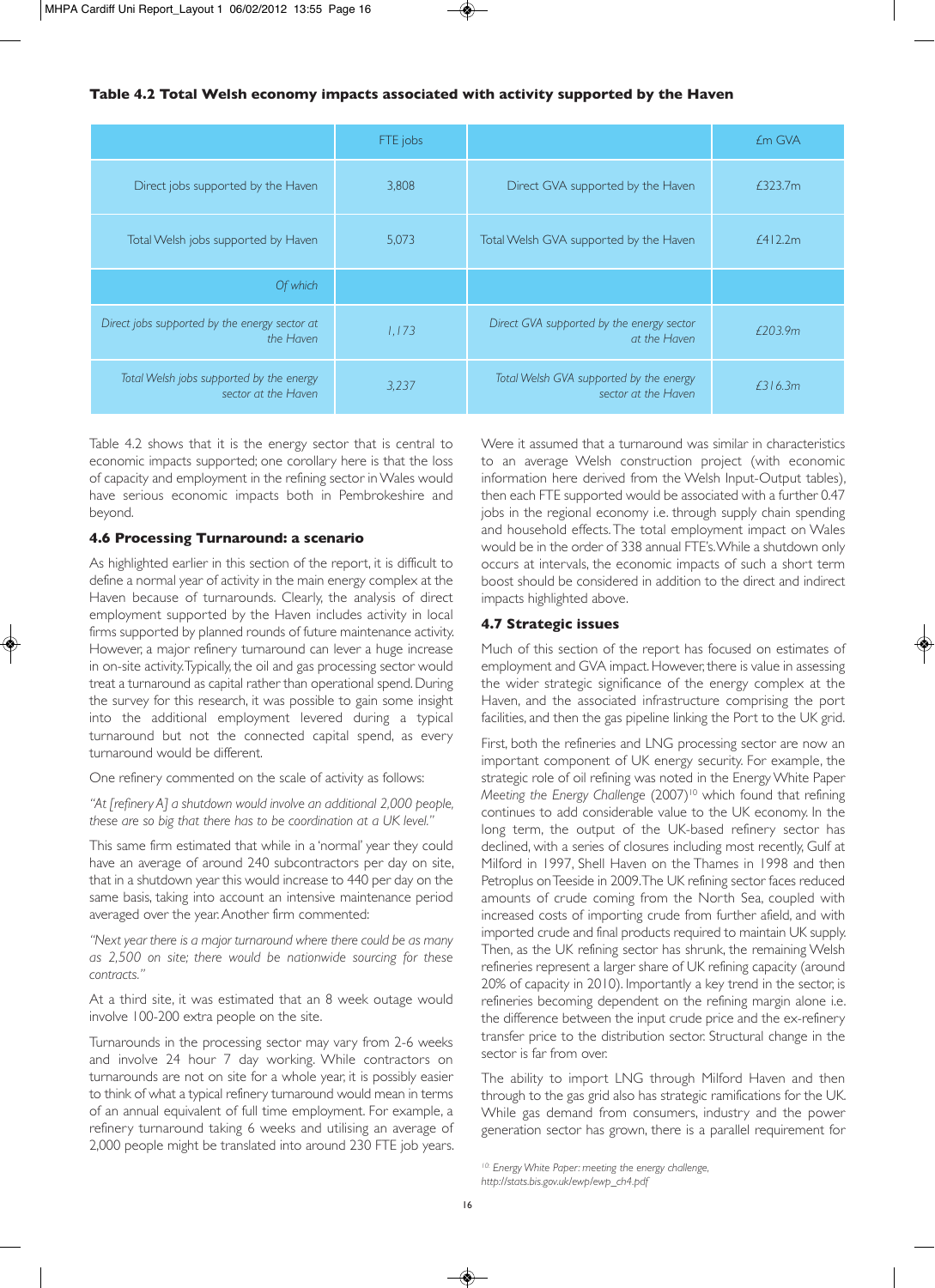**Table 4.2 Total Welsh economy impacts associated with activity supported by the Haven**

| | FTE jobs | | £m GVA |
|---|---|---|---|
| Direct jobs supported by the Haven | 3,808 | Direct GVA supported by the Haven | £323.7m |
| Total Welsh jobs supported by Haven | 5,073 | Total Welsh GVA supported by the Haven | £412.2m |
| *Of which* | | | |
| *Direct jobs supported by the energy sector at the Haven* | *1,173* | *Direct GVA supported by the energy sector at the Haven* | *£203.9m* |
| *Total Welsh jobs supported by the energy sector at the Haven* | *3,237* | *Total Welsh GVA supported by the energy sector at the Haven* | *£316.3m* |

Table 4.2 shows that it is the energy sector that is central to economic impacts supported; one corollary here is that the loss of capacity and employment in the refining sector in Wales would have serious economic impacts both in Pembrokeshire and beyond.

### 4.6 Processing Turnaround: a scenario

As highlighted earlier in this section of the report, it is difficult to define a normal year of activity in the main energy complex at the Haven because of turnarounds. Clearly, the analysis of direct employment supported by the Haven includes activity in local firms supported by planned rounds of future maintenance activity. However, a major refinery turnaround can lever a huge increase in on-site activity. Typically, the oil and gas processing sector would treat a turnaround as capital rather than operational spend. During the survey for this research, it was possible to gain some insight into the additional employment levered during a typical turnaround but not the connected capital spend, as every turnaround would be different.

One refinery commented on the scale of activity as follows:

*"At [refinery A] a shutdown would involve an additional 2,000 people, these are so big that there has to be coordination at a UK level."*

This same firm estimated that while in a 'normal' year they could have an average of around 240 subcontractors per day on site, that in a shutdown year this would increase to 440 per day on the same basis, taking into account an intensive maintenance period averaged over the year. Another firm commented:

*"Next year there is a major turnaround where there could be as many as 2,500 on site; there would be nationwide sourcing for these contracts."*

At a third site, it was estimated that an 8 week outage would involve 100-200 extra people on the site.

Turnarounds in the processing sector may vary from 2-6 weeks and involve 24 hour 7 day working. While contractors on turnarounds are not on site for a whole year, it is possibly easier to think of what a typical refinery turnaround would mean in terms of an annual equivalent of full time employment. For example, a refinery turnaround taking 6 weeks and utilising an average of 2,000 people might be translated into around 230 FTE job years.

Were it assumed that a turnaround was similar in characteristics to an average Welsh construction project (with economic information here derived from the Welsh Input-Output tables), then each FTE supported would be associated with a further 0.47 jobs in the regional economy i.e. through supply chain spending and household effects. The total employment impact on Wales would be in the order of 338 annual FTE's. While a shutdown only occurs at intervals, the economic impacts of such a short term boost should be considered in addition to the direct and indirect impacts highlighted above.

### 4.7 Strategic issues

Much of this section of the report has focused on estimates of employment and GVA impact. However, there is value in assessing the wider strategic significance of the energy complex at the Haven, and the associated infrastructure comprising the port facilities, and then the gas pipeline linking the Port to the UK grid.

First, both the refineries and LNG processing sector are now an important component of UK energy security. For example, the strategic role of oil refining was noted in the Energy White Paper *Meeting the Energy Challenge* (2007)[10] which found that refining continues to add considerable value to the UK economy. In the long term, the output of the UK-based refinery sector has declined, with a series of closures including most recently, Gulf at Milford in 1997, Shell Haven on the Thames in 1998 and then Petroplus on Teeside in 2009. The UK refining sector faces reduced amounts of crude coming from the North Sea, coupled with increased costs of importing crude from further afield, and with imported crude and final products required to maintain UK supply. Then, as the UK refining sector has shrunk, the remaining Welsh refineries represent a larger share of UK refining capacity (around 20% of capacity in 2010). Importantly a key trend in the sector, is refineries becoming dependent on the refining margin alone i.e. the difference between the input crude price and the ex-refinery transfer price to the distribution sector. Structural change in the sector is far from over.

The ability to import LNG through Milford Haven and then through to the gas grid also has strategic ramifications for the UK. While gas demand from consumers, industry and the power generation sector has grown, there is a parallel requirement for

[10] *Energy White Paper: meeting the energy challenge, http://stats.bis.gov.uk/ewp/ewp_ch4.pdf*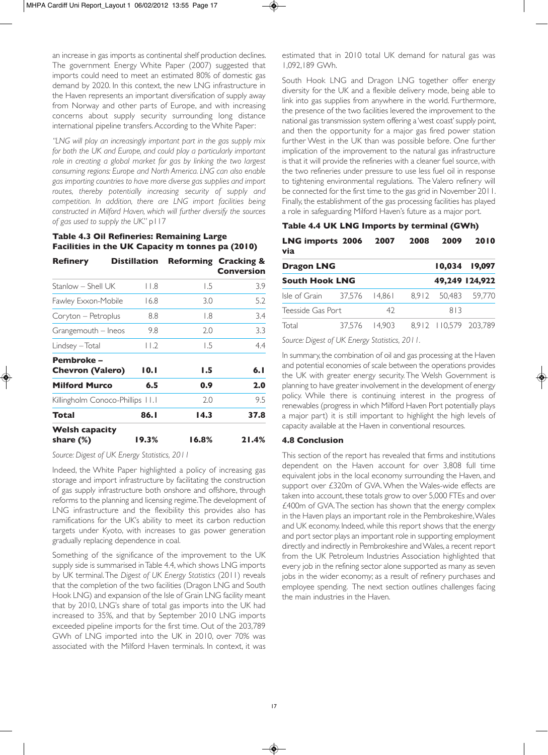an increase in gas imports as continental shelf production declines. The government Energy White Paper (2007) suggested that imports could need to meet an estimated 80% of domestic gas demand by 2020. In this context, the new LNG infrastructure in the Haven represents an important diversification of supply away from Norway and other parts of Europe, and with increasing concerns about supply security surrounding long distance international pipeline transfers. According to the White Paper:

*"LNG will play an increasingly important part in the gas supply mix for both the UK and Europe, and could play a particularly important role in creating a global market for gas by linking the two largest consuming regions: Europe and North America. LNG can also enable gas importing countries to have more diverse gas supplies and import routes, thereby potentially increasing security of supply and competition. In addition, there are LNG import facilities being constructed in Milford Haven, which will further diversify the sources of gas used to supply the UK."* p117

**Table 4.3 Oil Refineries: Remaining Large Facilities in the UK Capacity m tonnes pa (2010)**

| Refinery | Distillation | Reforming | Cracking & Conversion |
|---|---|---|---|
| Stanlow – Shell UK | 11.8 | 1.5 | 3.9 |
| Fawley Exxon-Mobile | 16.8 | 3.0 | 5.2 |
| Coryton – Petroplus | 8.8 | 1.8 | 3.4 |
| Grangemouth – Ineos | 9.8 | 2.0 | 3.3 |
| Lindsey – Total | 11.2 | 1.5 | 4.4 |
| **Pembroke – Chevron (Valero)** | **10.1** | **1.5** | **6.1** |
| **Milford Murco** | **6.5** | **0.9** | **2.0** |
| Killingholm Conoco-Phillips | 11.1 | 2.0 | 9.5 |
| **Total** | **86.1** | **14.3** | **37.8** |
| **Welsh capacity share (%)** | **19.3%** | **16.8%** | **21.4%** |

*Source: Digest of UK Energy Statistics, 2011*

Indeed, the White Paper highlighted a policy of increasing gas storage and import infrastructure by facilitating the construction of gas supply infrastructure both onshore and offshore, through reforms to the planning and licensing regime. The development of LNG infrastructure and the flexibility this provides also has ramifications for the UK's ability to meet its carbon reduction targets under Kyoto, with increases to gas power generation gradually replacing dependence in coal.

Something of the significance of the improvement to the UK supply side is summarised in Table 4.4, which shows LNG imports by UK terminal. The *Digest of UK Energy Statistics* (2011) reveals that the completion of the two facilities (Dragon LNG and South Hook LNG) and expansion of the Isle of Grain LNG facility meant that by 2010, LNG's share of total gas imports into the UK had increased to 35%, and that by September 2010 LNG imports exceeded pipeline imports for the first time. Out of the 203,789 GWh of LNG imported into the UK in 2010, over 70% was associated with the Milford Haven terminals. In context, it was estimated that in 2010 total UK demand for natural gas was 1,092,189 GWh.

South Hook LNG and Dragon LNG together offer energy diversity for the UK and a flexible delivery mode, being able to link into gas supplies from anywhere in the world. Furthermore, the presence of the two facilities levered the improvement to the national gas transmission system offering a 'west coast' supply point, and then the opportunity for a major gas fired power station further West in the UK than was possible before. One further implication of the improvement to the natural gas infrastructure is that it will provide the refineries with a cleaner fuel source, with the two refineries under pressure to use less fuel oil in response to tightening environmental regulations. The Valero refinery will be connected for the first time to the gas grid in November 2011. Finally, the establishment of the gas processing facilities has played a role in safeguarding Milford Haven's future as a major port.

**Table 4.4 UK LNG Imports by terminal (GWh)**

| LNG imports via | 2006 | 2007 | 2008 | 2009 | 2010 |
|---|---|---|---|---|---|
| **Dragon LNG** | | | | **10,034** | **19,097** |
| **South Hook LNG** | | | | **49,249** | **124,922** |
| Isle of Grain | 37,576 | 14,861 | 8,912 | 50,483 | 59,770 |
| Teesside Gas Port | | 42 | | 813 | |
| Total | 37,576 | 14,903 | 8,912 | 110,579 | 203,789 |

*Source: Digest of UK Energy Statistics, 2011.*

In summary, the combination of oil and gas processing at the Haven and potential economies of scale between the operations provides the UK with greater energy security. The Welsh Government is planning to have greater involvement in the development of energy policy. While there is continuing interest in the progress of renewables (progress in which Milford Haven Port potentially plays a major part) it is still important to highlight the high levels of capacity available at the Haven in conventional resources.

### 4.8 Conclusion

This section of the report has revealed that firms and institutions dependent on the Haven account for over 3,808 full time equivalent jobs in the local economy surrounding the Haven, and support over £320m of GVA. When the Wales-wide effects are taken into account, these totals grow to over 5,000 FTEs and over £400m of GVA. The section has shown that the energy complex in the Haven plays an important role in the Pembrokeshire, Wales and UK economy. Indeed, while this report shows that the energy and port sector plays an important role in supporting employment directly and indirectly in Pembrokeshire and Wales, a recent report from the UK Petroleum Industries Association highlighted that every job in the refining sector alone supported as many as seven jobs in the wider economy; as a result of refinery purchases and employee spending. The next section outlines challenges facing the main industries in the Haven.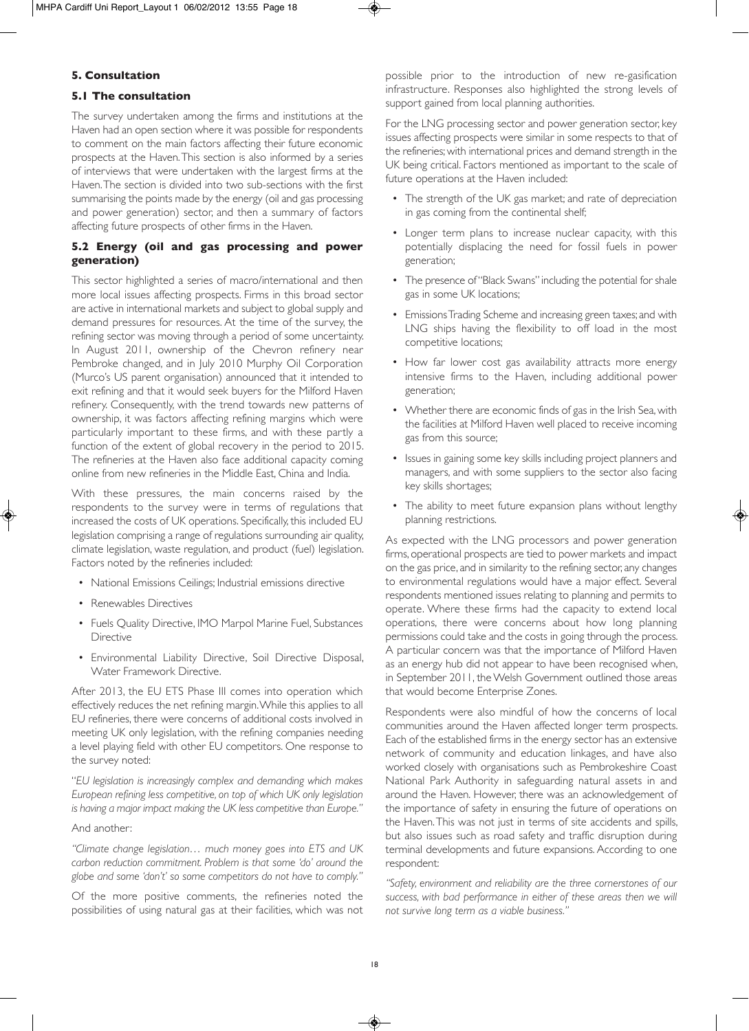## 5. Consultation

### 5.1 The consultation

The survey undertaken among the firms and institutions at the Haven had an open section where it was possible for respondents to comment on the main factors affecting their future economic prospects at the Haven. This section is also informed by a series of interviews that were undertaken with the largest firms at the Haven. The section is divided into two sub-sections with the first summarising the points made by the energy (oil and gas processing and power generation) sector, and then a summary of factors affecting future prospects of other firms in the Haven.

### 5.2 Energy (oil and gas processing and power generation)

This sector highlighted a series of macro/international and then more local issues affecting prospects. Firms in this broad sector are active in international markets and subject to global supply and demand pressures for resources. At the time of the survey, the refining sector was moving through a period of some uncertainty. In August 2011, ownership of the Chevron refinery near Pembroke changed, and in July 2010 Murphy Oil Corporation (Murco's US parent organisation) announced that it intended to exit refining and that it would seek buyers for the Milford Haven refinery. Consequently, with the trend towards new patterns of ownership, it was factors affecting refining margins which were particularly important to these firms, and with these partly a function of the extent of global recovery in the period to 2015. The refineries at the Haven also face additional capacity coming online from new refineries in the Middle East, China and India.

With these pressures, the main concerns raised by the respondents to the survey were in terms of regulations that increased the costs of UK operations. Specifically, this included EU legislation comprising a range of regulations surrounding air quality, climate legislation, waste regulation, and product (fuel) legislation. Factors noted by the refineries included:

- National Emissions Ceilings; Industrial emissions directive
- Renewables Directives
- Fuels Quality Directive, IMO Marpol Marine Fuel, Substances Directive
- Environmental Liability Directive, Soil Directive Disposal, Water Framework Directive.

After 2013, the EU ETS Phase III comes into operation which effectively reduces the net refining margin. While this applies to all EU refineries, there were concerns of additional costs involved in meeting UK only legislation, with the refining companies needing a level playing field with other EU competitors. One response to the survey noted:

*"EU legislation is increasingly complex and demanding which makes European refining less competitive, on top of which UK only legislation is having a major impact making the UK less competitive than Europe."*

And another:

*"Climate change legislation… much money goes into ETS and UK carbon reduction commitment. Problem is that some 'do' around the globe and some 'don't' so some competitors do not have to comply."*

Of the more positive comments, the refineries noted the possibilities of using natural gas at their facilities, which was not possible prior to the introduction of new re-gasification infrastructure. Responses also highlighted the strong levels of support gained from local planning authorities.

For the LNG processing sector and power generation sector, key issues affecting prospects were similar in some respects to that of the refineries; with international prices and demand strength in the UK being critical. Factors mentioned as important to the scale of future operations at the Haven included:

- The strength of the UK gas market; and rate of depreciation in gas coming from the continental shelf;
- Longer term plans to increase nuclear capacity, with this potentially displacing the need for fossil fuels in power generation;
- The presence of "Black Swans" including the potential for shale gas in some UK locations;
- Emissions Trading Scheme and increasing green taxes; and with LNG ships having the flexibility to off load in the most competitive locations;
- How far lower cost gas availability attracts more energy intensive firms to the Haven, including additional power generation;
- Whether there are economic finds of gas in the Irish Sea, with the facilities at Milford Haven well placed to receive incoming gas from this source;
- Issues in gaining some key skills including project planners and managers, and with some suppliers to the sector also facing key skills shortages;
- The ability to meet future expansion plans without lengthy planning restrictions.

As expected with the LNG processors and power generation firms, operational prospects are tied to power markets and impact on the gas price, and in similarity to the refining sector, any changes to environmental regulations would have a major effect. Several respondents mentioned issues relating to planning and permits to operate. Where these firms had the capacity to extend local operations, there were concerns about how long planning permissions could take and the costs in going through the process. A particular concern was that the importance of Milford Haven as an energy hub did not appear to have been recognised when, in September 2011, the Welsh Government outlined those areas that would become Enterprise Zones.

Respondents were also mindful of how the concerns of local communities around the Haven affected longer term prospects. Each of the established firms in the energy sector has an extensive network of community and education linkages, and have also worked closely with organisations such as Pembrokeshire Coast National Park Authority in safeguarding natural assets in and around the Haven. However, there was an acknowledgement of the importance of safety in ensuring the future of operations on the Haven. This was not just in terms of site accidents and spills, but also issues such as road safety and traffic disruption during terminal developments and future expansions. According to one respondent:

*"Safety, environment and reliability are the three cornerstones of our success, with bad performance in either of these areas then we will not survive long term as a viable business."*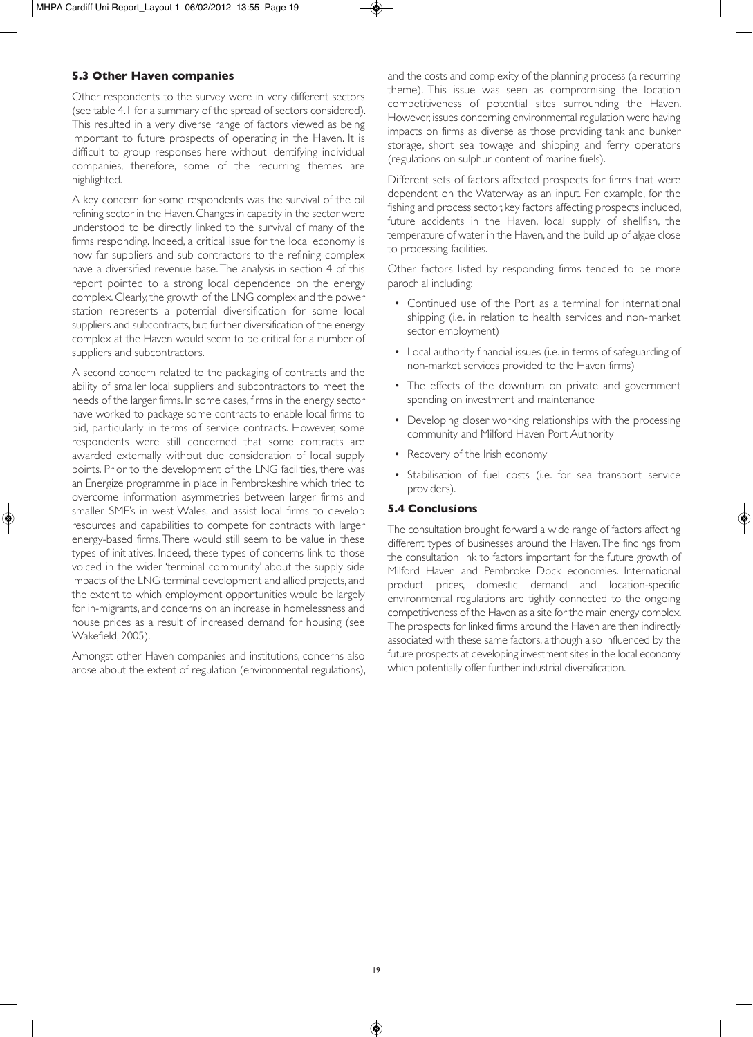### 5.3 Other Haven companies

Other respondents to the survey were in very different sectors (see table 4.1 for a summary of the spread of sectors considered). This resulted in a very diverse range of factors viewed as being important to future prospects of operating in the Haven. It is difficult to group responses here without identifying individual companies, therefore, some of the recurring themes are highlighted.

A key concern for some respondents was the survival of the oil refining sector in the Haven. Changes in capacity in the sector were understood to be directly linked to the survival of many of the firms responding. Indeed, a critical issue for the local economy is how far suppliers and sub contractors to the refining complex have a diversified revenue base. The analysis in section 4 of this report pointed to a strong local dependence on the energy complex. Clearly, the growth of the LNG complex and the power station represents a potential diversification for some local suppliers and subcontracts, but further diversification of the energy complex at the Haven would seem to be critical for a number of suppliers and subcontractors.

A second concern related to the packaging of contracts and the ability of smaller local suppliers and subcontractors to meet the needs of the larger firms. In some cases, firms in the energy sector have worked to package some contracts to enable local firms to bid, particularly in terms of service contracts. However, some respondents were still concerned that some contracts are awarded externally without due consideration of local supply points. Prior to the development of the LNG facilities, there was an Energize programme in place in Pembrokeshire which tried to overcome information asymmetries between larger firms and smaller SME's in west Wales, and assist local firms to develop resources and capabilities to compete for contracts with larger energy-based firms. There would still seem to be value in these types of initiatives. Indeed, these types of concerns link to those voiced in the wider 'terminal community' about the supply side impacts of the LNG terminal development and allied projects, and the extent to which employment opportunities would be largely for in-migrants, and concerns on an increase in homelessness and house prices as a result of increased demand for housing (see Wakefield, 2005).

Amongst other Haven companies and institutions, concerns also arose about the extent of regulation (environmental regulations), and the costs and complexity of the planning process (a recurring theme). This issue was seen as compromising the location competitiveness of potential sites surrounding the Haven. However, issues concerning environmental regulation were having impacts on firms as diverse as those providing tank and bunker storage, short sea towage and shipping and ferry operators (regulations on sulphur content of marine fuels).

Different sets of factors affected prospects for firms that were dependent on the Waterway as an input. For example, for the fishing and process sector, key factors affecting prospects included, future accidents in the Haven, local supply of shellfish, the temperature of water in the Haven, and the build up of algae close to processing facilities.

Other factors listed by responding firms tended to be more parochial including:

- Continued use of the Port as a terminal for international shipping (i.e. in relation to health services and non-market sector employment)
- Local authority financial issues (i.e. in terms of safeguarding of non-market services provided to the Haven firms)
- The effects of the downturn on private and government spending on investment and maintenance
- Developing closer working relationships with the processing community and Milford Haven Port Authority
- Recovery of the Irish economy
- Stabilisation of fuel costs (i.e. for sea transport service providers).

### 5.4 Conclusions

The consultation brought forward a wide range of factors affecting different types of businesses around the Haven. The findings from the consultation link to factors important for the future growth of Milford Haven and Pembroke Dock economies. International product prices, domestic demand and location-specific environmental regulations are tightly connected to the ongoing competitiveness of the Haven as a site for the main energy complex. The prospects for linked firms around the Haven are then indirectly associated with these same factors, although also influenced by the future prospects at developing investment sites in the local economy which potentially offer further industrial diversification.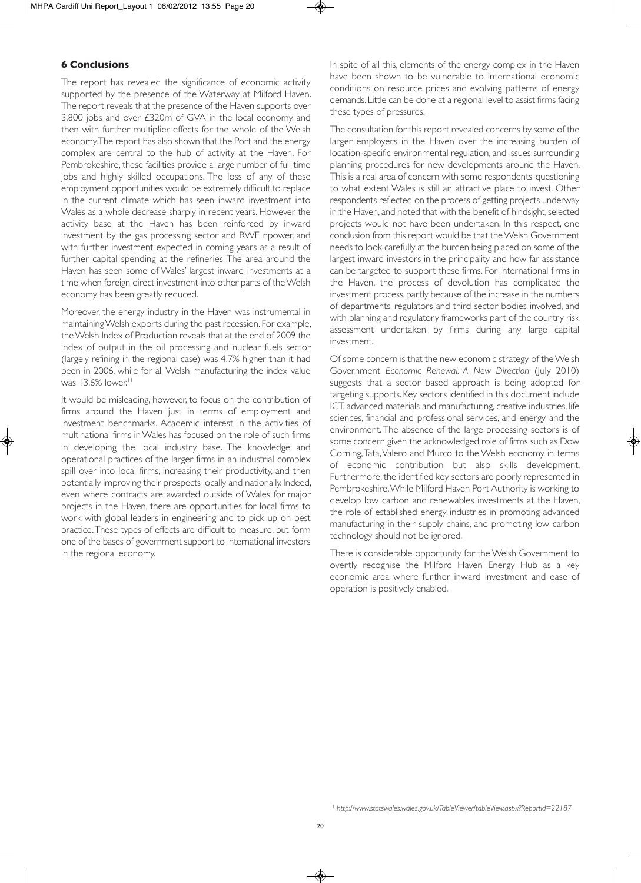## 6 Conclusions

The report has revealed the significance of economic activity supported by the presence of the Waterway at Milford Haven. The report reveals that the presence of the Haven supports over 3,800 jobs and over £320m of GVA in the local economy, and then with further multiplier effects for the whole of the Welsh economy. The report has also shown that the Port and the energy complex are central to the hub of activity at the Haven. For Pembrokeshire, these facilities provide a large number of full time jobs and highly skilled occupations. The loss of any of these employment opportunities would be extremely difficult to replace in the current climate which has seen inward investment into Wales as a whole decrease sharply in recent years. However, the activity base at the Haven has been reinforced by inward investment by the gas processing sector and RWE npower, and with further investment expected in coming years as a result of further capital spending at the refineries. The area around the Haven has seen some of Wales' largest inward investments at a time when foreign direct investment into other parts of the Welsh economy has been greatly reduced.

Moreover, the energy industry in the Haven was instrumental in maintaining Welsh exports during the past recession. For example, the Welsh Index of Production reveals that at the end of 2009 the index of output in the oil processing and nuclear fuels sector (largely refining in the regional case) was 4.7% higher than it had been in 2006, while for all Welsh manufacturing the index value was 13.6% lower.[11]

It would be misleading, however, to focus on the contribution of firms around the Haven just in terms of employment and investment benchmarks. Academic interest in the activities of multinational firms in Wales has focused on the role of such firms in developing the local industry base. The knowledge and operational practices of the larger firms in an industrial complex spill over into local firms, increasing their productivity, and then potentially improving their prospects locally and nationally. Indeed, even where contracts are awarded outside of Wales for major projects in the Haven, there are opportunities for local firms to work with global leaders in engineering and to pick up on best practice. These types of effects are difficult to measure, but form one of the bases of government support to international investors in the regional economy.

In spite of all this, elements of the energy complex in the Haven have been shown to be vulnerable to international economic conditions on resource prices and evolving patterns of energy demands. Little can be done at a regional level to assist firms facing these types of pressures.

The consultation for this report revealed concerns by some of the larger employers in the Haven over the increasing burden of location-specific environmental regulation, and issues surrounding planning procedures for new developments around the Haven. This is a real area of concern with some respondents, questioning to what extent Wales is still an attractive place to invest. Other respondents reflected on the process of getting projects underway in the Haven, and noted that with the benefit of hindsight, selected projects would not have been undertaken. In this respect, one conclusion from this report would be that the Welsh Government needs to look carefully at the burden being placed on some of the largest inward investors in the principality and how far assistance can be targeted to support these firms. For international firms in the Haven, the process of devolution has complicated the investment process, partly because of the increase in the numbers of departments, regulators and third sector bodies involved, and with planning and regulatory frameworks part of the country risk assessment undertaken by firms during any large capital investment.

Of some concern is that the new economic strategy of the Welsh Government *Economic Renewal: A New Direction* (July 2010) suggests that a sector based approach is being adopted for targeting supports. Key sectors identified in this document include ICT, advanced materials and manufacturing, creative industries, life sciences, financial and professional services, and energy and the environment. The absence of the large processing sectors is of some concern given the acknowledged role of firms such as Dow Corning, Tata, Valero and Murco to the Welsh economy in terms of economic contribution but also skills development. Furthermore, the identified key sectors are poorly represented in Pembrokeshire. While Milford Haven Port Authority is working to develop low carbon and renewables investments at the Haven, the role of established energy industries in promoting advanced manufacturing in their supply chains, and promoting low carbon technology should not be ignored.

There is considerable opportunity for the Welsh Government to overtly recognise the Milford Haven Energy Hub as a key economic area where further inward investment and ease of operation is positively enabled.

[11] *http://www.statswales.wales.gov.uk/TableViewer/tableView.aspx?ReportId=22187*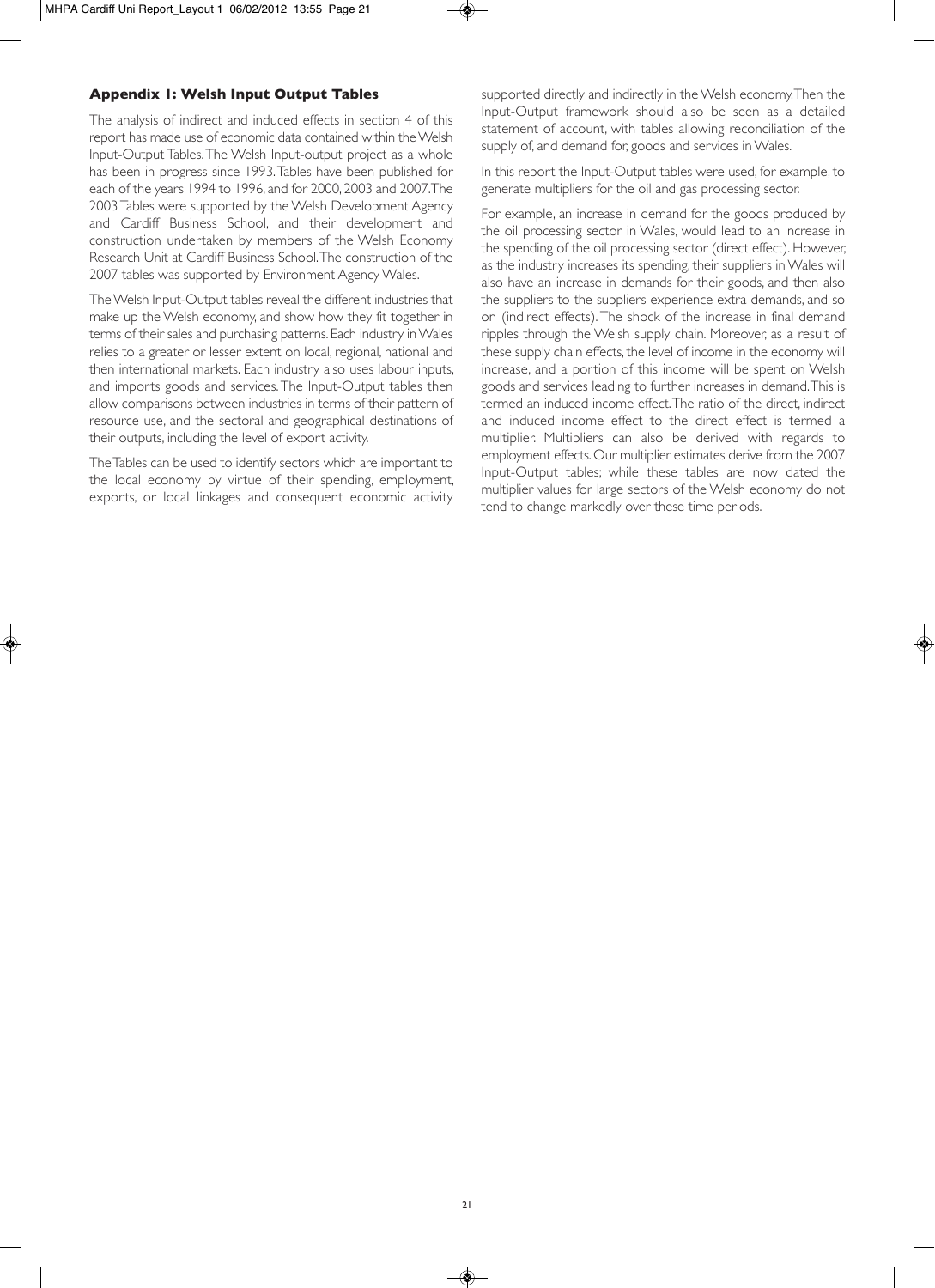## Appendix 1: Welsh Input Output Tables

The analysis of indirect and induced effects in section 4 of this report has made use of economic data contained within the Welsh Input-Output Tables. The Welsh Input-output project as a whole has been in progress since 1993. Tables have been published for each of the years 1994 to 1996, and for 2000, 2003 and 2007. The 2003 Tables were supported by the Welsh Development Agency and Cardiff Business School, and their development and construction undertaken by members of the Welsh Economy Research Unit at Cardiff Business School. The construction of the 2007 tables was supported by Environment Agency Wales.

The Welsh Input-Output tables reveal the different industries that make up the Welsh economy, and show how they fit together in terms of their sales and purchasing patterns. Each industry in Wales relies to a greater or lesser extent on local, regional, national and then international markets. Each industry also uses labour inputs, and imports goods and services. The Input-Output tables then allow comparisons between industries in terms of their pattern of resource use, and the sectoral and geographical destinations of their outputs, including the level of export activity.

The Tables can be used to identify sectors which are important to the local economy by virtue of their spending, employment, exports, or local linkages and consequent economic activity supported directly and indirectly in the Welsh economy. Then the Input-Output framework should also be seen as a detailed statement of account, with tables allowing reconciliation of the supply of, and demand for, goods and services in Wales.

In this report the Input-Output tables were used, for example, to generate multipliers for the oil and gas processing sector.

For example, an increase in demand for the goods produced by the oil processing sector in Wales, would lead to an increase in the spending of the oil processing sector (direct effect). However, as the industry increases its spending, their suppliers in Wales will also have an increase in demands for their goods, and then also the suppliers to the suppliers experience extra demands, and so on (indirect effects). The shock of the increase in final demand ripples through the Welsh supply chain. Moreover, as a result of these supply chain effects, the level of income in the economy will increase, and a portion of this income will be spent on Welsh goods and services leading to further increases in demand. This is termed an induced income effect. The ratio of the direct, indirect and induced income effect to the direct effect is termed a multiplier. Multipliers can also be derived with regards to employment effects. Our multiplier estimates derive from the 2007 Input-Output tables; while these tables are now dated the multiplier values for large sectors of the Welsh economy do not tend to change markedly over these time periods.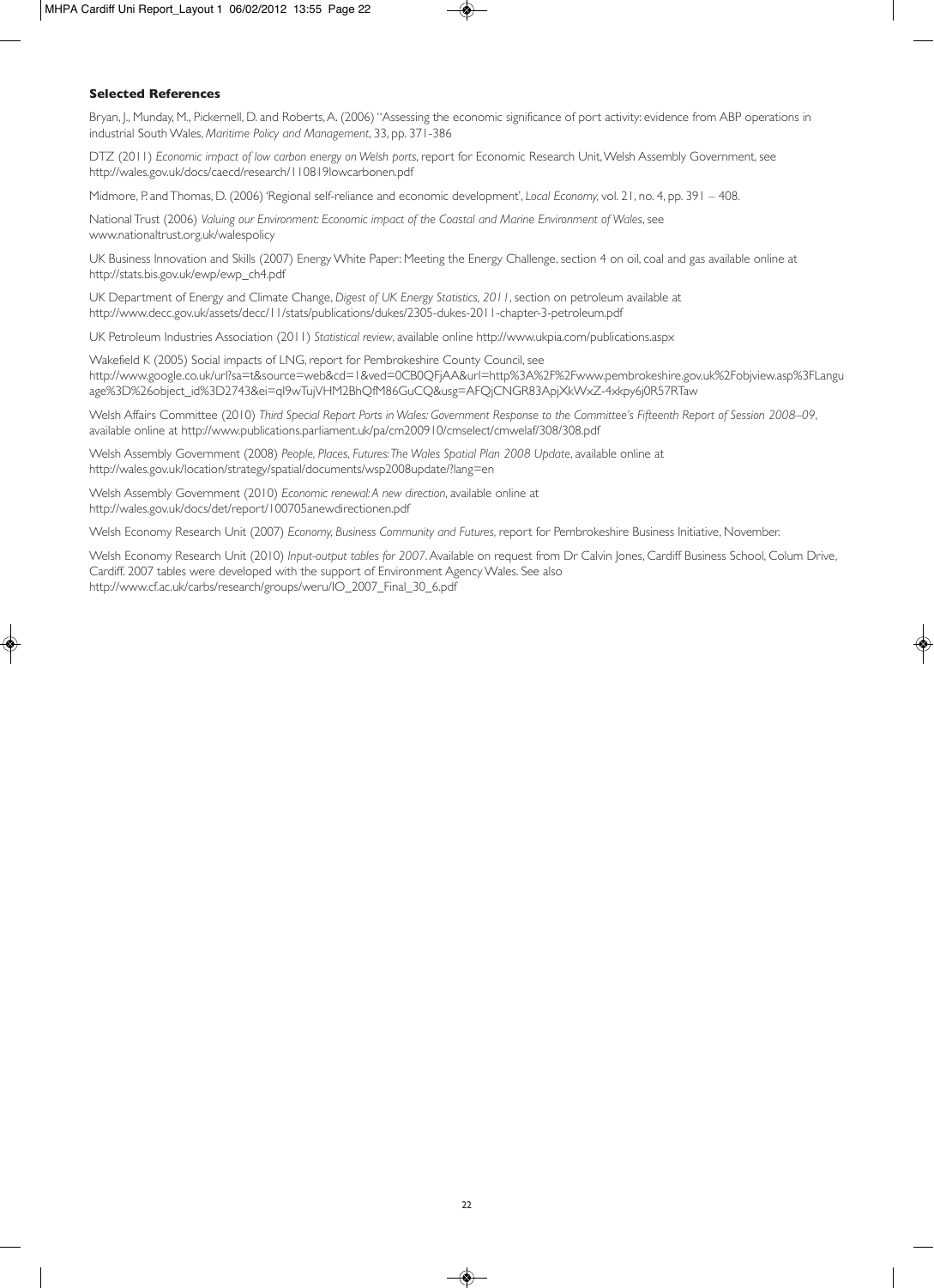**Selected References**

Bryan, J., Munday, M., Pickernell, D. and Roberts, A. (2006) "Assessing the economic significance of port activity: evidence from ABP operations in industrial South Wales, *Maritime Policy and Management*, 33, pp. 371-386

DTZ (2011) *Economic impact of low carbon energy on Welsh ports*, report for Economic Research Unit, Welsh Assembly Government, see http://wales.gov.uk/docs/caecd/research/110819lowcarbonen.pdf

Midmore, P. and Thomas, D. (2006) 'Regional self-reliance and economic development', *Local Economy*, vol. 21, no. 4, pp. 391 – 408.

National Trust (2006) *Valuing our Environment: Economic impact of the Coastal and Marine Environment of Wales*, see www.nationaltrust.org.uk/walespolicy

UK Business Innovation and Skills (2007) Energy White Paper: Meeting the Energy Challenge, section 4 on oil, coal and gas available online at http://stats.bis.gov.uk/ewp/ewp_ch4.pdf

UK Department of Energy and Climate Change, *Digest of UK Energy Statistics, 2011*, section on petroleum available at http://www.decc.gov.uk/assets/decc/11/stats/publications/dukes/2305-dukes-2011-chapter-3-petroleum.pdf

UK Petroleum Industries Association (2011) *Statistical review*, available online http://www.ukpia.com/publications.aspx

Wakefield K (2005) Social impacts of LNG, report for Pembrokeshire County Council, see http://www.google.co.uk/url?sa=t&source=web&cd=1&ved=0CB0QFjAA&url=http%3A%2F%2Fwww.pembrokeshire.gov.uk%2Fobjview.asp%3FLanguage%3D%26object_id%3D2743&ei=qI9wTujVHM2BhQfM86GuCQ&usg=AFQjCNGR83ApjXkWxZ-4xkpy6j0R57RTaw

Welsh Affairs Committee (2010) *Third Special Report Ports in Wales: Government Response to the Committee's Fifteenth Report of Session 2008–09*, available online at http://www.publications.parliament.uk/pa/cm200910/cmselect/cmwelaf/308/308.pdf

Welsh Assembly Government (2008) *People, Places, Futures: The Wales Spatial Plan 2008 Update*, available online at http://wales.gov.uk/location/strategy/spatial/documents/wsp2008update/?lang=en

Welsh Assembly Government (2010) *Economic renewal: A new direction*, available online at http://wales.gov.uk/docs/det/report/100705anewdirectionen.pdf

Welsh Economy Research Unit (2007) *Economy, Business Community and Futures*, report for Pembrokeshire Business Initiative, November.

Welsh Economy Research Unit (2010) *Input-output tables for 2007*. Available on request from Dr Calvin Jones, Cardiff Business School, Colum Drive, Cardiff. 2007 tables were developed with the support of Environment Agency Wales. See also http://www.cf.ac.uk/carbs/research/groups/weru/IO_2007_Final_30_6.pdf